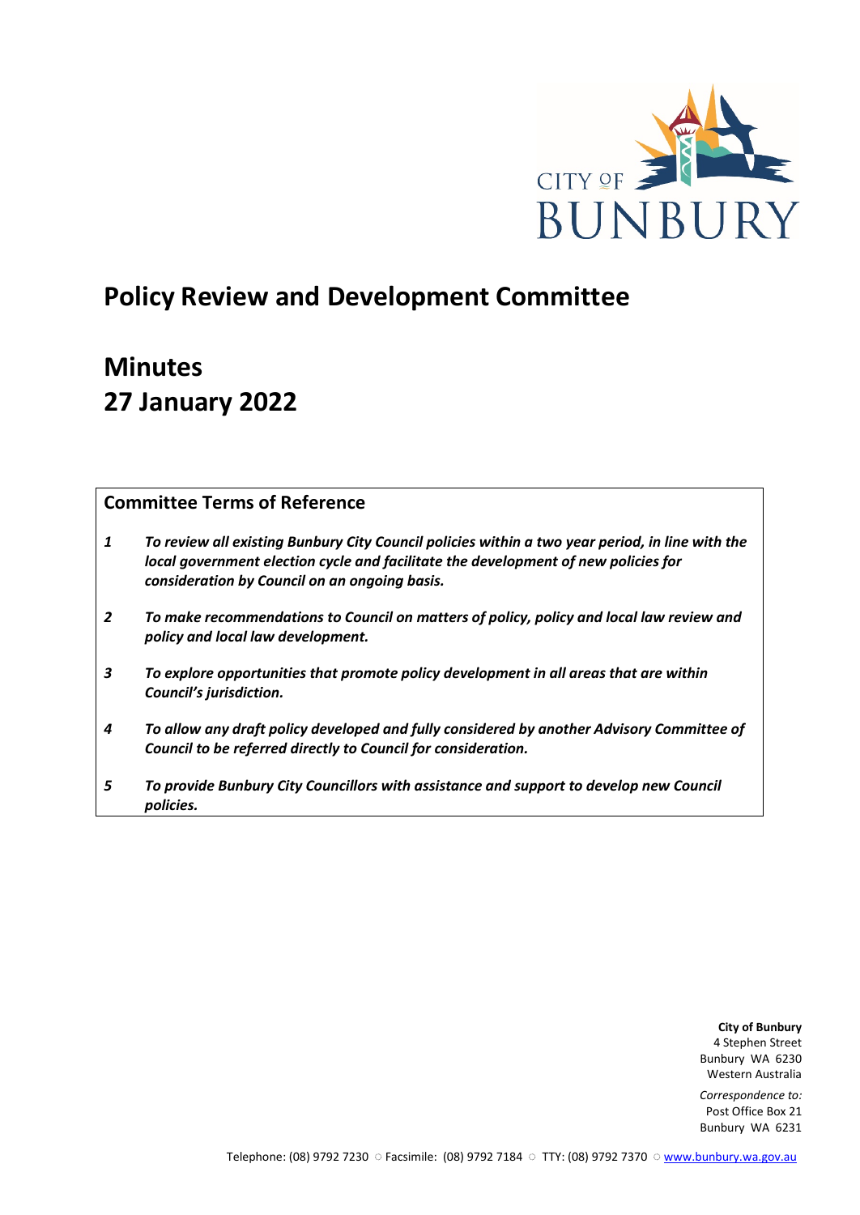CITY OF BUNBURY

# Policy Review and Development Committee

# Minutes
# 27 January 2022

## Committee Terms of Reference

*1* ***To review all existing Bunbury City Council policies within a two year period, in line with the local government election cycle and facilitate the development of new policies for consideration by Council on an ongoing basis.***

*2* ***To make recommendations to Council on matters of policy, policy and local law review and policy and local law development.***

*3* ***To explore opportunities that promote policy development in all areas that are within Council's jurisdiction.***

*4* ***To allow any draft policy developed and fully considered by another Advisory Committee of Council to be referred directly to Council for consideration.***

*5* ***To provide Bunbury City Councillors with assistance and support to develop new Council policies.***

**City of Bunbury**
4 Stephen Street
Bunbury WA 6230
Western Australia

*Correspondence to:*
Post Office Box 21
Bunbury WA 6231

Telephone: (08) 9792 7230 ○ Facsimile: (08) 9792 7184 ○ TTY: (08) 9792 7370 ○ www.bunbury.wa.gov.au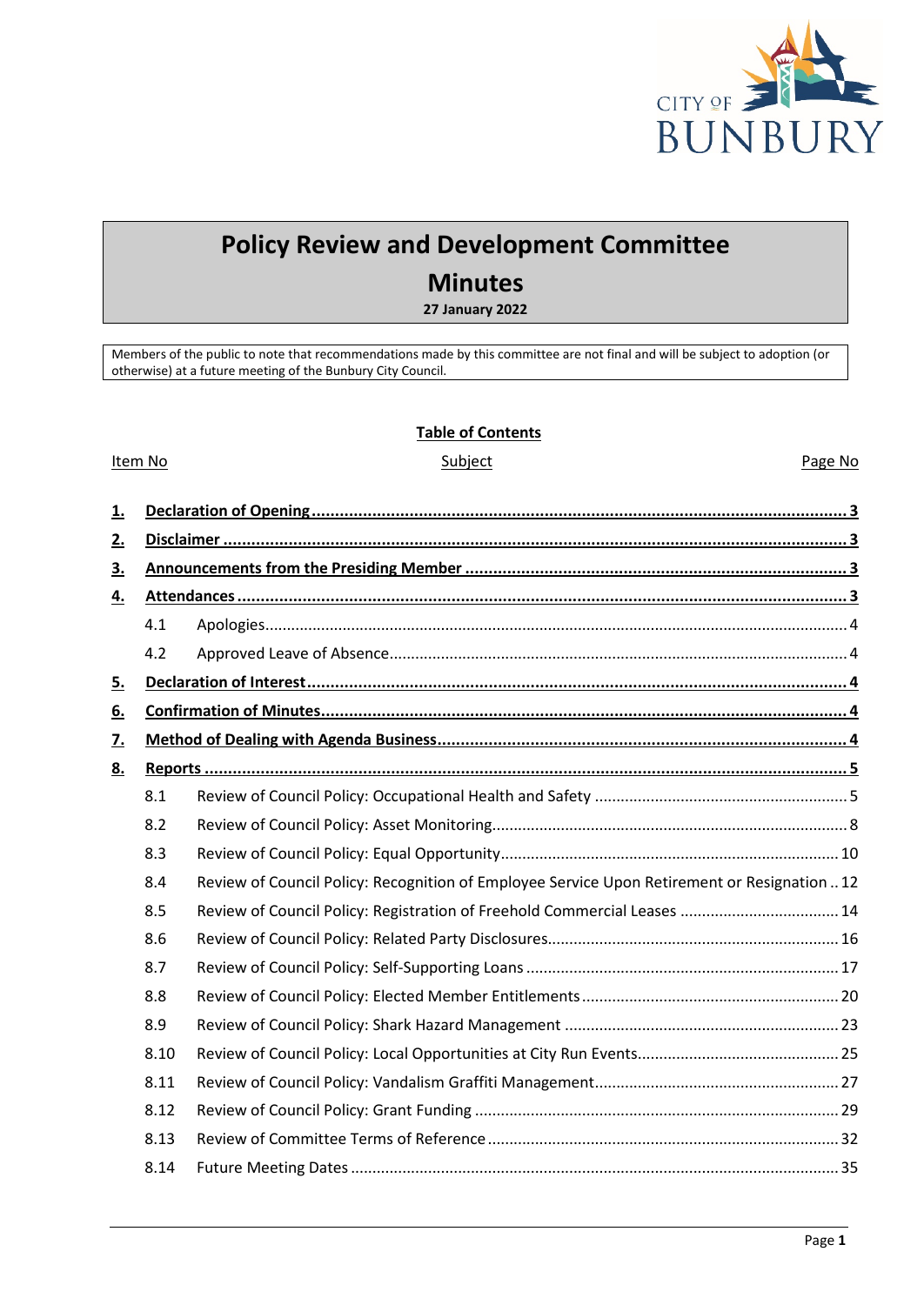# Policy Review and Development Committee

## Minutes

**27 January 2022**

Members of the public to note that recommendations made by this committee are not final and will be subject to adoption (or otherwise) at a future meeting of the Bunbury City Council.

**Table of Contents**

| Item No | Subject | Page No |
|---|---|---|
| **1.** | **Declaration of Opening** | **3** |
| **2.** | **Disclaimer** | **3** |
| **3.** | **Announcements from the Presiding Member** | **3** |
| **4.** | **Attendances** | **3** |
| 4.1 | Apologies | 4 |
| 4.2 | Approved Leave of Absence | 4 |
| **5.** | **Declaration of Interest** | **4** |
| **6.** | **Confirmation of Minutes** | **4** |
| **7.** | **Method of Dealing with Agenda Business** | **4** |
| **8.** | **Reports** | **5** |
| 8.1 | Review of Council Policy: Occupational Health and Safety | 5 |
| 8.2 | Review of Council Policy: Asset Monitoring | 8 |
| 8.3 | Review of Council Policy: Equal Opportunity | 10 |
| 8.4 | Review of Council Policy: Recognition of Employee Service Upon Retirement or Resignation | 12 |
| 8.5 | Review of Council Policy: Registration of Freehold Commercial Leases | 14 |
| 8.6 | Review of Council Policy: Related Party Disclosures | 16 |
| 8.7 | Review of Council Policy: Self-Supporting Loans | 17 |
| 8.8 | Review of Council Policy: Elected Member Entitlements | 20 |
| 8.9 | Review of Council Policy: Shark Hazard Management | 23 |
| 8.10 | Review of Council Policy: Local Opportunities at City Run Events | 25 |
| 8.11 | Review of Council Policy: Vandalism Graffiti Management | 27 |
| 8.12 | Review of Council Policy: Grant Funding | 29 |
| 8.13 | Review of Committee Terms of Reference | 32 |
| 8.14 | Future Meeting Dates | 35 |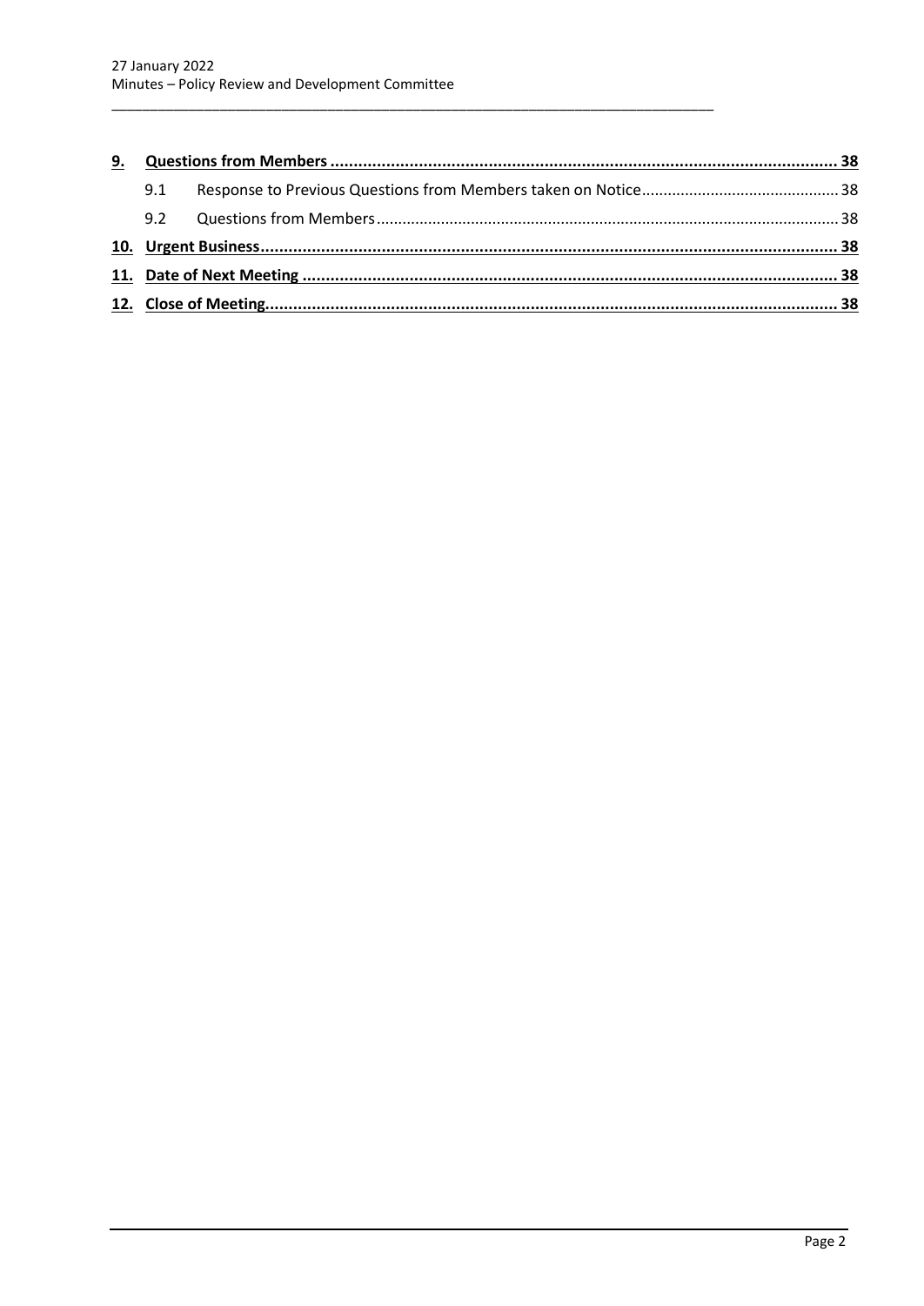| | | |
|---|---|---|
| **9.** | **Questions from Members** | **38** |
| 9.1 | Response to Previous Questions from Members taken on Notice | 38 |
| 9.2 | Questions from Members | 38 |
| **10.** | **Urgent Business** | **38** |
| **11.** | **Date of Next Meeting** | **38** |
| **12.** | **Close of Meeting** | **38** |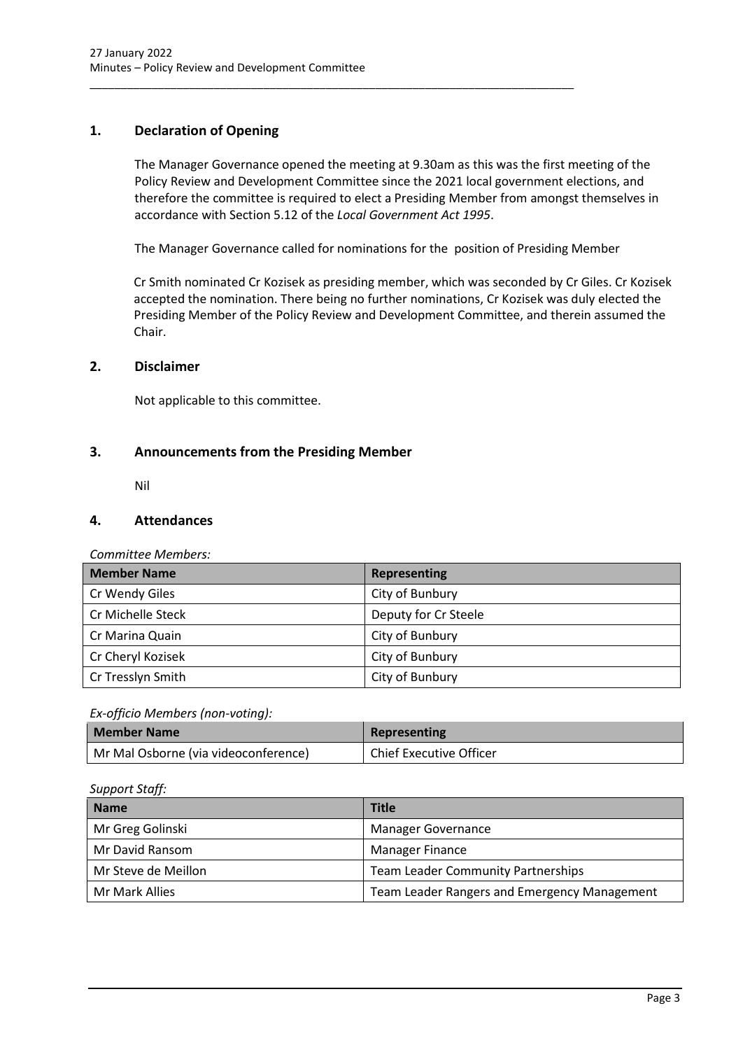## 1. Declaration of Opening

The Manager Governance opened the meeting at 9.30am as this was the first meeting of the Policy Review and Development Committee since the 2021 local government elections, and therefore the committee is required to elect a Presiding Member from amongst themselves in accordance with Section 5.12 of the *Local Government Act 1995*.

The Manager Governance called for nominations for the position of Presiding Member

Cr Smith nominated Cr Kozisek as presiding member, which was seconded by Cr Giles. Cr Kozisek accepted the nomination. There being no further nominations, Cr Kozisek was duly elected the Presiding Member of the Policy Review and Development Committee, and therein assumed the Chair.

## 2. Disclaimer

Not applicable to this committee.

## 3. Announcements from the Presiding Member

Nil

## 4. Attendances

*Committee Members:*

| Member Name | Representing |
|---|---|
| Cr Wendy Giles | City of Bunbury |
| Cr Michelle Steck | Deputy for Cr Steele |
| Cr Marina Quain | City of Bunbury |
| Cr Cheryl Kozisek | City of Bunbury |
| Cr Tresslyn Smith | City of Bunbury |

*Ex-officio Members (non-voting):*

| Member Name | Representing |
|---|---|
| Mr Mal Osborne (via videoconference) | Chief Executive Officer |

*Support Staff:*

| Name | Title |
|---|---|
| Mr Greg Golinski | Manager Governance |
| Mr David Ransom | Manager Finance |
| Mr Steve de Meillon | Team Leader Community Partnerships |
| Mr Mark Allies | Team Leader Rangers and Emergency Management |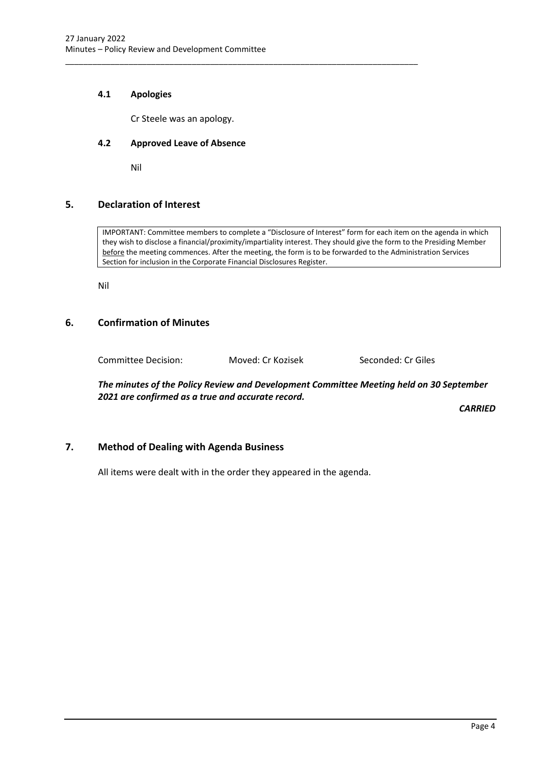### 4.1 Apologies

Cr Steele was an apology.

### 4.2 Approved Leave of Absence

Nil

## 5. Declaration of Interest

IMPORTANT: Committee members to complete a "Disclosure of Interest" form for each item on the agenda in which they wish to disclose a financial/proximity/impartiality interest. They should give the form to the Presiding Member before the meeting commences. After the meeting, the form is to be forwarded to the Administration Services Section for inclusion in the Corporate Financial Disclosures Register.

Nil

## 6. Confirmation of Minutes

Committee Decision: Moved: Cr Kozisek Seconded: Cr Giles

***The minutes of the Policy Review and Development Committee Meeting held on 30 September 2021 are confirmed as a true and accurate record.***

***CARRIED***

## 7. Method of Dealing with Agenda Business

All items were dealt with in the order they appeared in the agenda.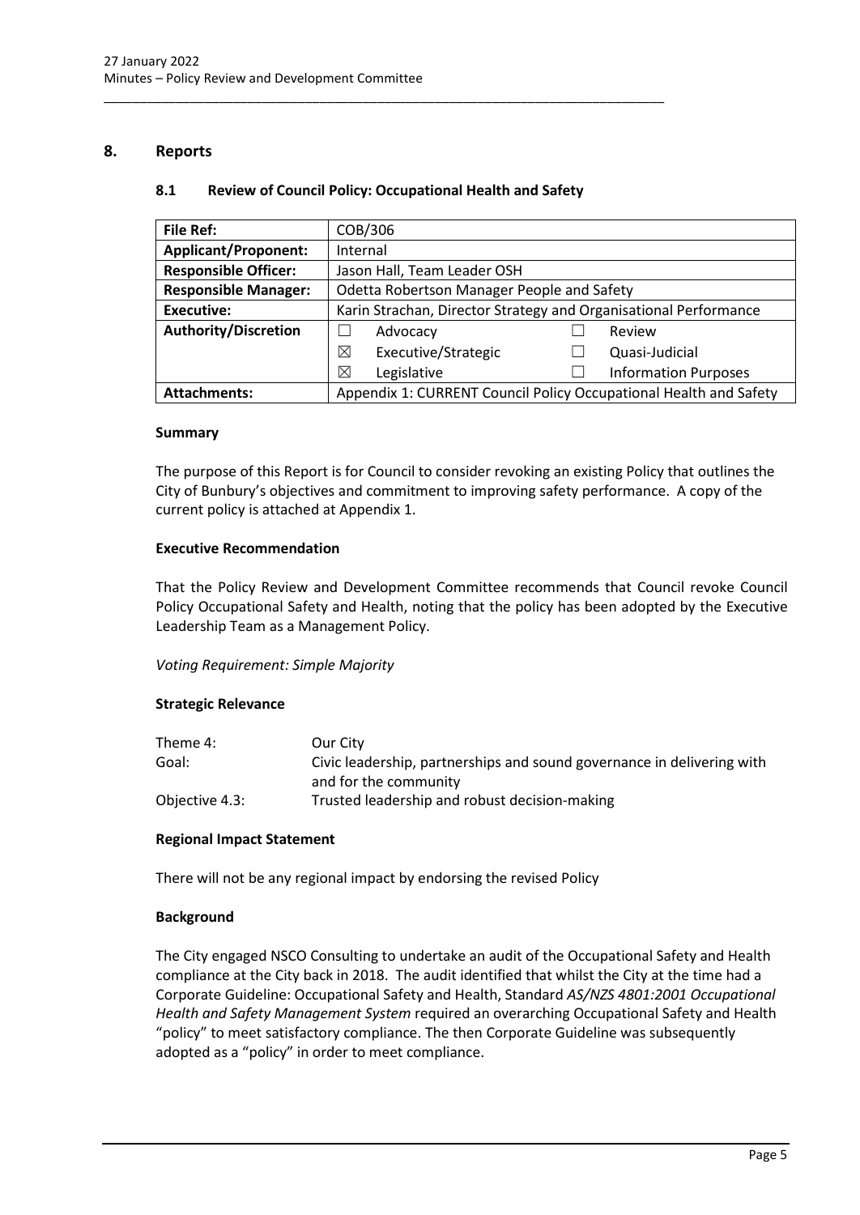## 8. Reports

### 8.1 Review of Council Policy: Occupational Health and Safety

| **File Ref:** | COB/306 | | | |
|---|---|---|---|---|
| **Applicant/Proponent:** | Internal | | | |
| **Responsible Officer:** | Jason Hall, Team Leader OSH | | | |
| **Responsible Manager:** | Odetta Robertson Manager People and Safety | | | |
| **Executive:** | Karin Strachan, Director Strategy and Organisational Performance | | | |
| **Authority/Discretion** | ☐ | Advocacy | ☐ | Review |
| | ☒ | Executive/Strategic | ☐ | Quasi-Judicial |
| | ☒ | Legislative | ☐ | Information Purposes |
| **Attachments:** | Appendix 1: CURRENT Council Policy Occupational Health and Safety | | | |

#### Summary

The purpose of this Report is for Council to consider revoking an existing Policy that outlines the City of Bunbury's objectives and commitment to improving safety performance. A copy of the current policy is attached at Appendix 1.

#### Executive Recommendation

That the Policy Review and Development Committee recommends that Council revoke Council Policy Occupational Safety and Health, noting that the policy has been adopted by the Executive Leadership Team as a Management Policy.

*Voting Requirement: Simple Majority*

#### Strategic Relevance

| | |
|---|---|
| Theme 4: | Our City |
| Goal: | Civic leadership, partnerships and sound governance in delivering with and for the community |
| Objective 4.3: | Trusted leadership and robust decision-making |

#### Regional Impact Statement

There will not be any regional impact by endorsing the revised Policy

#### Background

The City engaged NSCO Consulting to undertake an audit of the Occupational Safety and Health compliance at the City back in 2018. The audit identified that whilst the City at the time had a Corporate Guideline: Occupational Safety and Health, Standard *AS/NZS 4801:2001 Occupational Health and Safety Management System* required an overarching Occupational Safety and Health "policy" to meet satisfactory compliance. The then Corporate Guideline was subsequently adopted as a "policy" in order to meet compliance.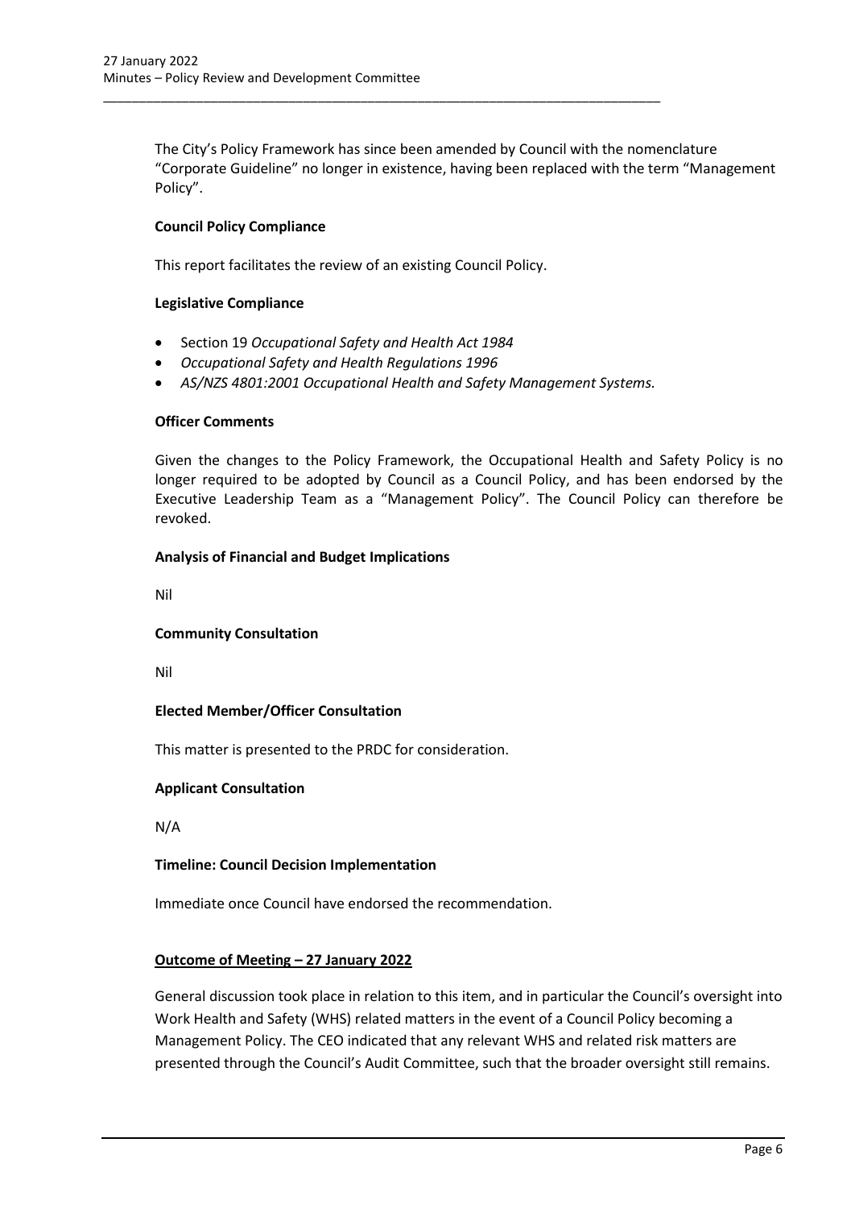The City's Policy Framework has since been amended by Council with the nomenclature "Corporate Guideline" no longer in existence, having been replaced with the term "Management Policy".

**Council Policy Compliance**

This report facilitates the review of an existing Council Policy.

**Legislative Compliance**

- Section 19 *Occupational Safety and Health Act 1984*
- *Occupational Safety and Health Regulations 1996*
- *AS/NZS 4801:2001 Occupational Health and Safety Management Systems.*

**Officer Comments**

Given the changes to the Policy Framework, the Occupational Health and Safety Policy is no longer required to be adopted by Council as a Council Policy, and has been endorsed by the Executive Leadership Team as a "Management Policy". The Council Policy can therefore be revoked.

**Analysis of Financial and Budget Implications**

Nil

**Community Consultation**

Nil

**Elected Member/Officer Consultation**

This matter is presented to the PRDC for consideration.

**Applicant Consultation**

N/A

**Timeline: Council Decision Implementation**

Immediate once Council have endorsed the recommendation.

**Outcome of Meeting – 27 January 2022**

General discussion took place in relation to this item, and in particular the Council's oversight into Work Health and Safety (WHS) related matters in the event of a Council Policy becoming a Management Policy. The CEO indicated that any relevant WHS and related risk matters are presented through the Council's Audit Committee, such that the broader oversight still remains.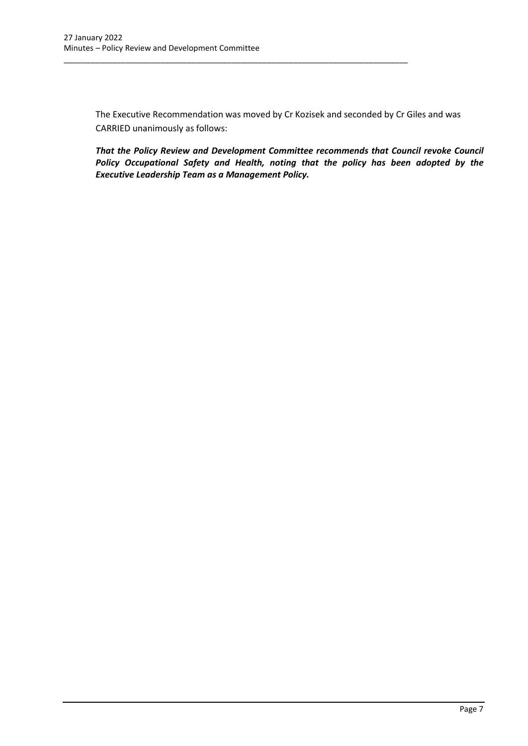The Executive Recommendation was moved by Cr Kozisek and seconded by Cr Giles and was CARRIED unanimously as follows:

***That the Policy Review and Development Committee recommends that Council revoke Council Policy Occupational Safety and Health, noting that the policy has been adopted by the Executive Leadership Team as a Management Policy.***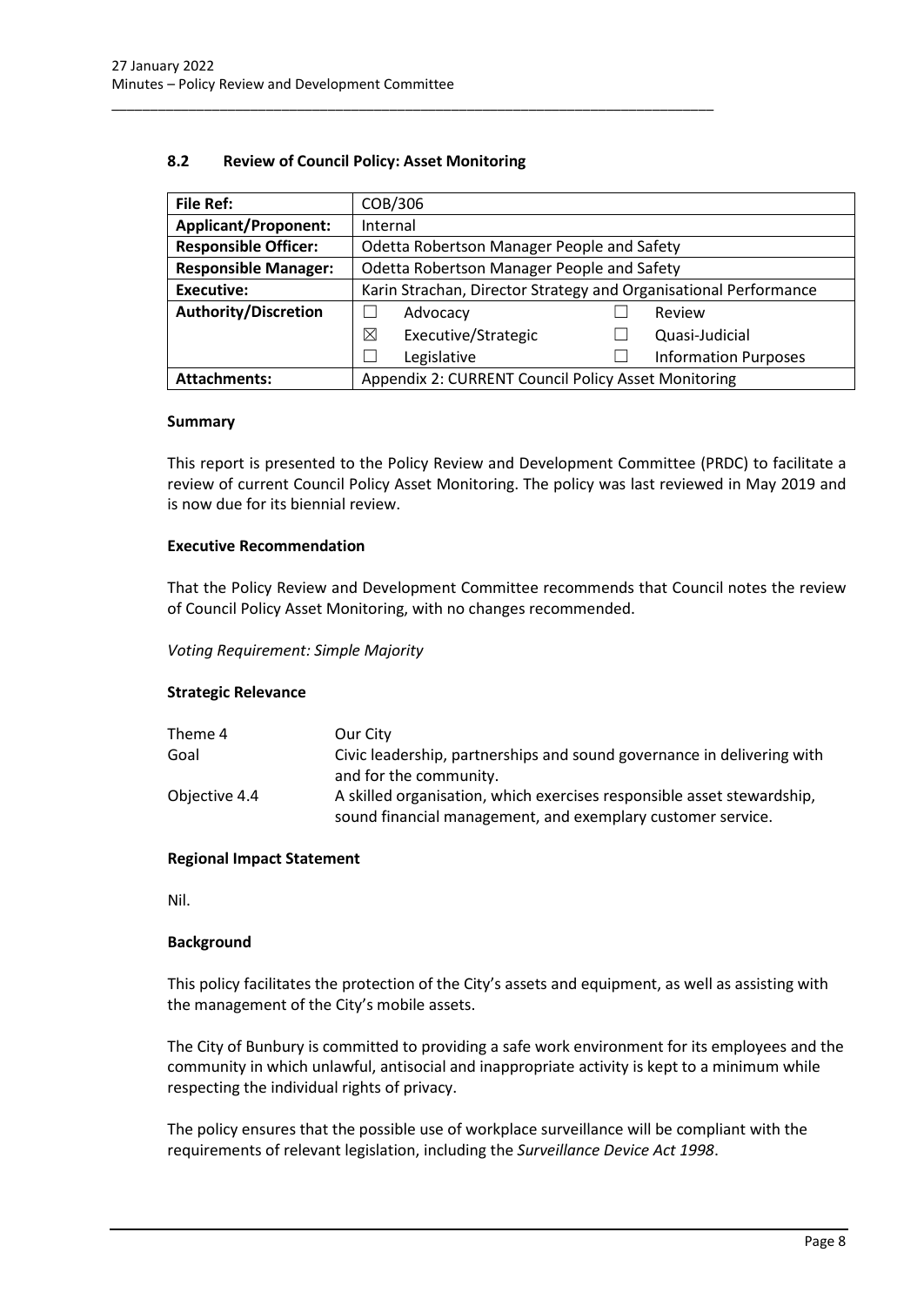### 8.2 Review of Council Policy: Asset Monitoring

| **File Ref:** | COB/306 | | | |
|---|---|---|---|---|
| **Applicant/Proponent:** | Internal | | | |
| **Responsible Officer:** | Odetta Robertson Manager People and Safety | | | |
| **Responsible Manager:** | Odetta Robertson Manager People and Safety | | | |
| **Executive:** | Karin Strachan, Director Strategy and Organisational Performance | | | |
| **Authority/Discretion** | ☐ | Advocacy | ☐ | Review |
| | ☒ | Executive/Strategic | ☐ | Quasi-Judicial |
| | ☐ | Legislative | ☐ | Information Purposes |
| **Attachments:** | Appendix 2: CURRENT Council Policy Asset Monitoring | | | |

**Summary**

This report is presented to the Policy Review and Development Committee (PRDC) to facilitate a review of current Council Policy Asset Monitoring. The policy was last reviewed in May 2019 and is now due for its biennial review.

**Executive Recommendation**

That the Policy Review and Development Committee recommends that Council notes the review of Council Policy Asset Monitoring, with no changes recommended.

*Voting Requirement: Simple Majority*

**Strategic Relevance**

| | |
|---|---|
| Theme 4 | Our City |
| Goal | Civic leadership, partnerships and sound governance in delivering with and for the community. |
| Objective 4.4 | A skilled organisation, which exercises responsible asset stewardship, sound financial management, and exemplary customer service. |

**Regional Impact Statement**

Nil.

**Background**

This policy facilitates the protection of the City's assets and equipment, as well as assisting with the management of the City's mobile assets.

The City of Bunbury is committed to providing a safe work environment for its employees and the community in which unlawful, antisocial and inappropriate activity is kept to a minimum while respecting the individual rights of privacy.

The policy ensures that the possible use of workplace surveillance will be compliant with the requirements of relevant legislation, including the *Surveillance Device Act 1998*.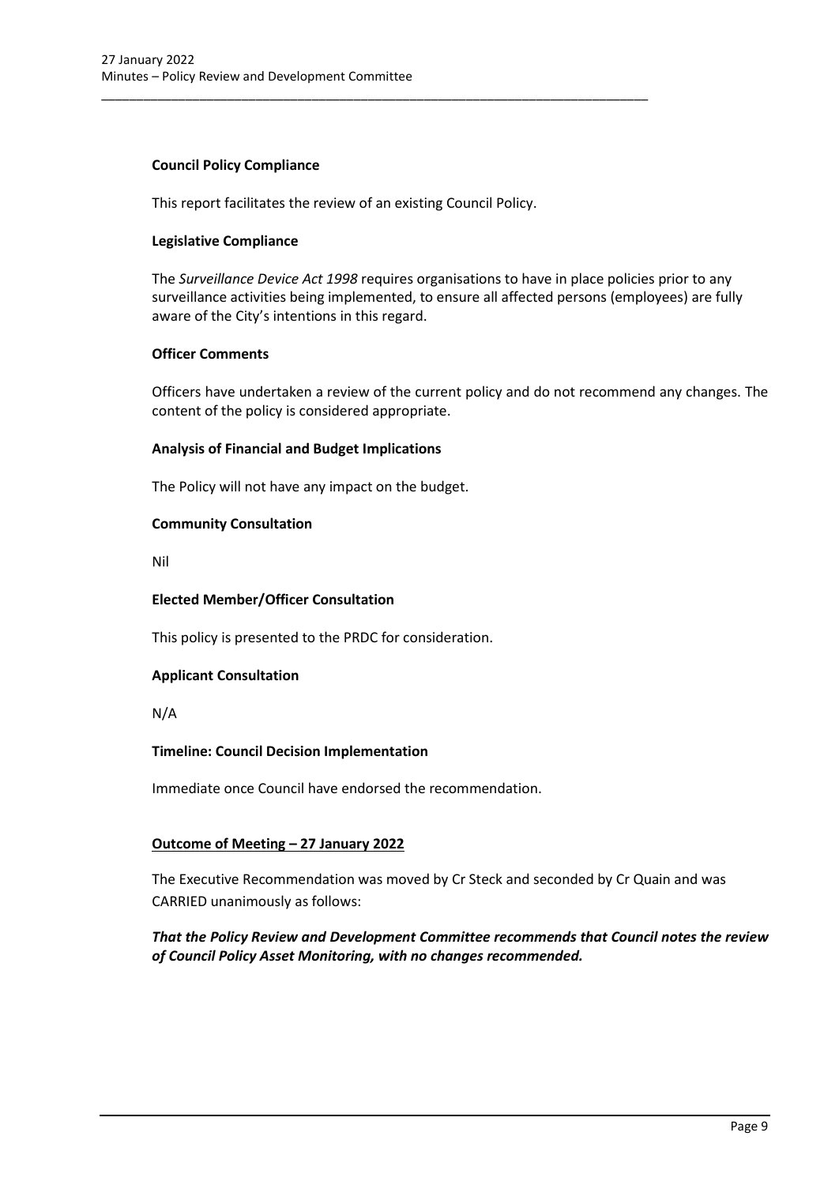**Council Policy Compliance**

This report facilitates the review of an existing Council Policy.

**Legislative Compliance**

The *Surveillance Device Act 1998* requires organisations to have in place policies prior to any surveillance activities being implemented, to ensure all affected persons (employees) are fully aware of the City's intentions in this regard.

**Officer Comments**

Officers have undertaken a review of the current policy and do not recommend any changes. The content of the policy is considered appropriate.

**Analysis of Financial and Budget Implications**

The Policy will not have any impact on the budget.

**Community Consultation**

Nil

**Elected Member/Officer Consultation**

This policy is presented to the PRDC for consideration.

**Applicant Consultation**

N/A

**Timeline: Council Decision Implementation**

Immediate once Council have endorsed the recommendation.

**<u>Outcome of Meeting – 27 January 2022</u>**

The Executive Recommendation was moved by Cr Steck and seconded by Cr Quain and was CARRIED unanimously as follows:

***That the Policy Review and Development Committee recommends that Council notes the review of Council Policy Asset Monitoring, with no changes recommended.***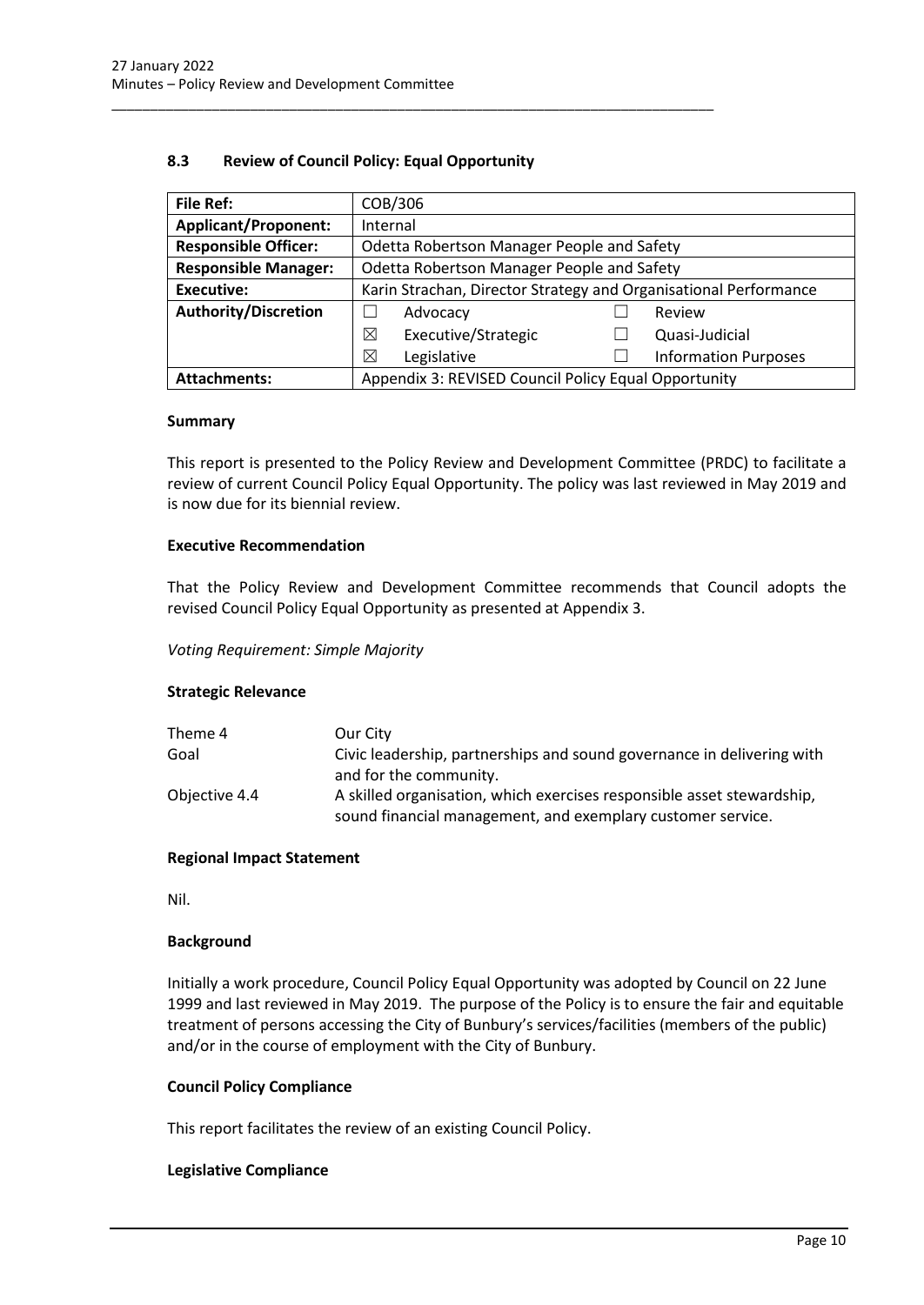## 8.3 Review of Council Policy: Equal Opportunity

| **File Ref:** | COB/306 | | | |
|---|---|---|---|---|
| **Applicant/Proponent:** | Internal | | | |
| **Responsible Officer:** | Odetta Robertson Manager People and Safety | | | |
| **Responsible Manager:** | Odetta Robertson Manager People and Safety | | | |
| **Executive:** | Karin Strachan, Director Strategy and Organisational Performance | | | |
| **Authority/Discretion** | ☐ | Advocacy | ☐ | Review |
| | ☒ | Executive/Strategic | ☐ | Quasi-Judicial |
| | ☒ | Legislative | ☐ | Information Purposes |
| **Attachments:** | Appendix 3: REVISED Council Policy Equal Opportunity | | | |

### Summary

This report is presented to the Policy Review and Development Committee (PRDC) to facilitate a review of current Council Policy Equal Opportunity. The policy was last reviewed in May 2019 and is now due for its biennial review.

### Executive Recommendation

That the Policy Review and Development Committee recommends that Council adopts the revised Council Policy Equal Opportunity as presented at Appendix 3.

*Voting Requirement: Simple Majority*

### Strategic Relevance

| | |
|---|---|
| Theme 4 | Our City |
| Goal | Civic leadership, partnerships and sound governance in delivering with and for the community. |
| Objective 4.4 | A skilled organisation, which exercises responsible asset stewardship, sound financial management, and exemplary customer service. |

### Regional Impact Statement

Nil.

### Background

Initially a work procedure, Council Policy Equal Opportunity was adopted by Council on 22 June 1999 and last reviewed in May 2019. The purpose of the Policy is to ensure the fair and equitable treatment of persons accessing the City of Bunbury's services/facilities (members of the public) and/or in the course of employment with the City of Bunbury.

### Council Policy Compliance

This report facilitates the review of an existing Council Policy.

### Legislative Compliance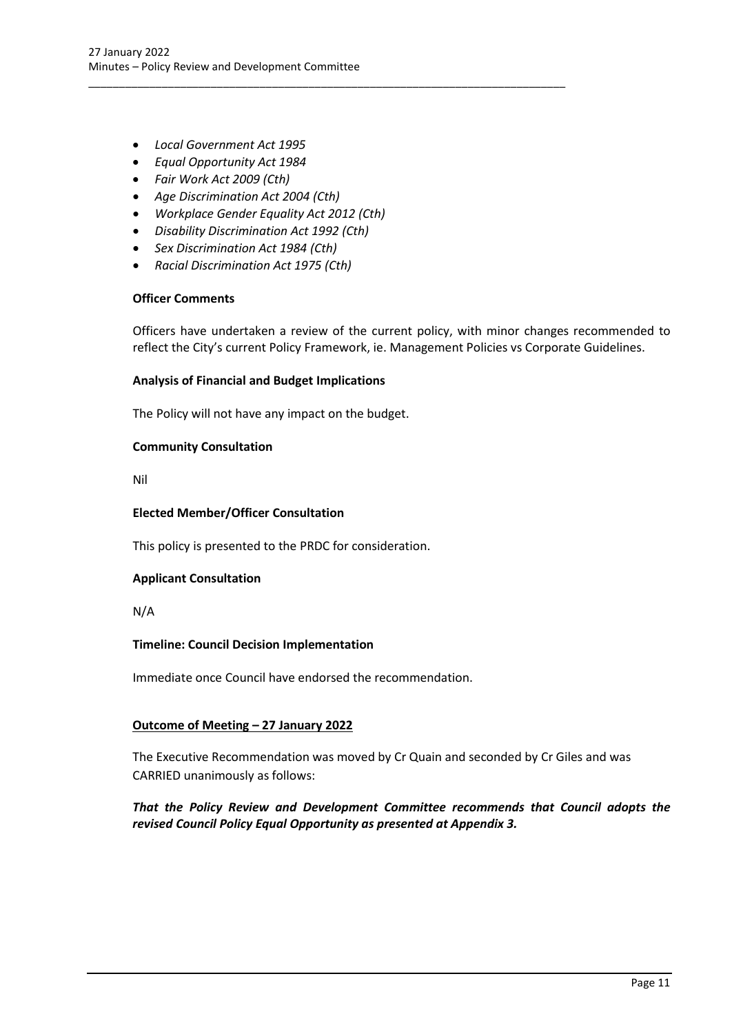- *Local Government Act 1995*
- *Equal Opportunity Act 1984*
- *Fair Work Act 2009 (Cth)*
- *Age Discrimination Act 2004 (Cth)*
- *Workplace Gender Equality Act 2012 (Cth)*
- *Disability Discrimination Act 1992 (Cth)*
- *Sex Discrimination Act 1984 (Cth)*
- *Racial Discrimination Act 1975 (Cth)*

**Officer Comments**

Officers have undertaken a review of the current policy, with minor changes recommended to reflect the City's current Policy Framework, ie. Management Policies vs Corporate Guidelines.

**Analysis of Financial and Budget Implications**

The Policy will not have any impact on the budget.

**Community Consultation**

Nil

**Elected Member/Officer Consultation**

This policy is presented to the PRDC for consideration.

**Applicant Consultation**

N/A

**Timeline: Council Decision Implementation**

Immediate once Council have endorsed the recommendation.

**Outcome of Meeting – 27 January 2022**

The Executive Recommendation was moved by Cr Quain and seconded by Cr Giles and was CARRIED unanimously as follows:

***That the Policy Review and Development Committee recommends that Council adopts the revised Council Policy Equal Opportunity as presented at Appendix 3.***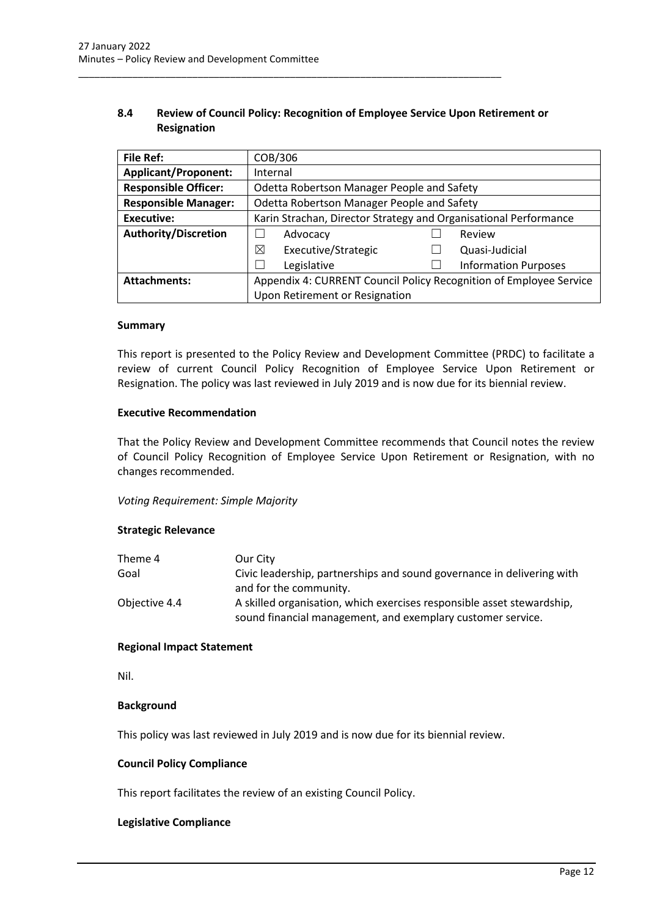## 8.4 Review of Council Policy: Recognition of Employee Service Upon Retirement or Resignation

| File Ref: | COB/306 | | | |
|---|---|---|---|---|
| **Applicant/Proponent:** | Internal | | | |
| **Responsible Officer:** | Odetta Robertson Manager People and Safety | | | |
| **Responsible Manager:** | Odetta Robertson Manager People and Safety | | | |
| **Executive:** | Karin Strachan, Director Strategy and Organisational Performance | | | |
| **Authority/Discretion** | ☐ | Advocacy | ☐ | Review |
| | ☒ | Executive/Strategic | ☐ | Quasi-Judicial |
| | ☐ | Legislative | ☐ | Information Purposes |
| **Attachments:** | Appendix 4: CURRENT Council Policy Recognition of Employee Service Upon Retirement or Resignation | | | |

**Summary**

This report is presented to the Policy Review and Development Committee (PRDC) to facilitate a review of current Council Policy Recognition of Employee Service Upon Retirement or Resignation. The policy was last reviewed in July 2019 and is now due for its biennial review.

**Executive Recommendation**

That the Policy Review and Development Committee recommends that Council notes the review of Council Policy Recognition of Employee Service Upon Retirement or Resignation, with no changes recommended.

*Voting Requirement: Simple Majority*

**Strategic Relevance**

| | |
|---|---|
| Theme 4 | Our City |
| Goal | Civic leadership, partnerships and sound governance in delivering with and for the community. |
| Objective 4.4 | A skilled organisation, which exercises responsible asset stewardship, sound financial management, and exemplary customer service. |

**Regional Impact Statement**

Nil.

**Background**

This policy was last reviewed in July 2019 and is now due for its biennial review.

**Council Policy Compliance**

This report facilitates the review of an existing Council Policy.

**Legislative Compliance**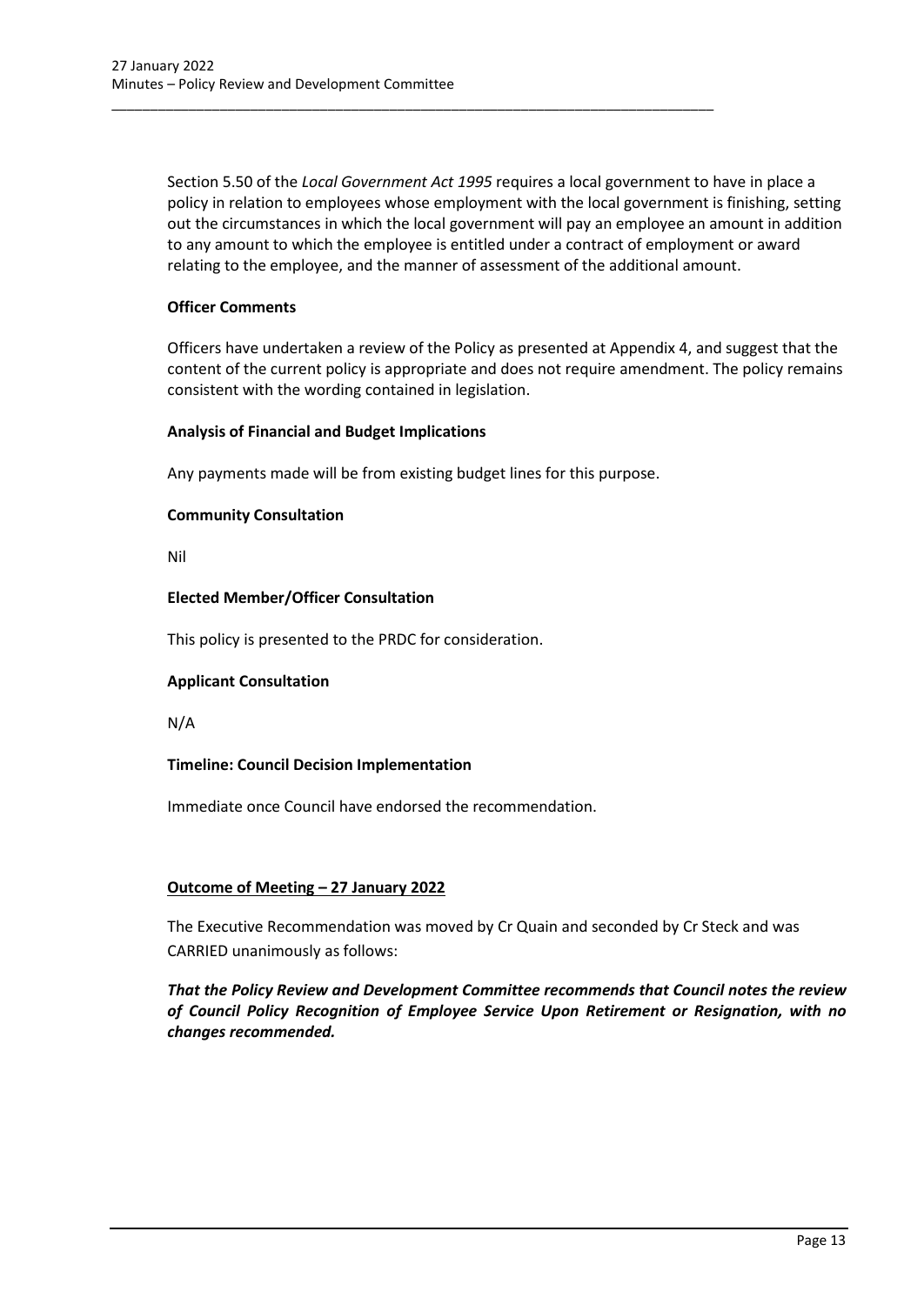Section 5.50 of the *Local Government Act 1995* requires a local government to have in place a policy in relation to employees whose employment with the local government is finishing, setting out the circumstances in which the local government will pay an employee an amount in addition to any amount to which the employee is entitled under a contract of employment or award relating to the employee, and the manner of assessment of the additional amount.

**Officer Comments**

Officers have undertaken a review of the Policy as presented at Appendix 4, and suggest that the content of the current policy is appropriate and does not require amendment. The policy remains consistent with the wording contained in legislation.

**Analysis of Financial and Budget Implications**

Any payments made will be from existing budget lines for this purpose.

**Community Consultation**

Nil

**Elected Member/Officer Consultation**

This policy is presented to the PRDC for consideration.

**Applicant Consultation**

N/A

**Timeline: Council Decision Implementation**

Immediate once Council have endorsed the recommendation.

**Outcome of Meeting – 27 January 2022**

The Executive Recommendation was moved by Cr Quain and seconded by Cr Steck and was CARRIED unanimously as follows:

***That the Policy Review and Development Committee recommends that Council notes the review of Council Policy Recognition of Employee Service Upon Retirement or Resignation, with no changes recommended.***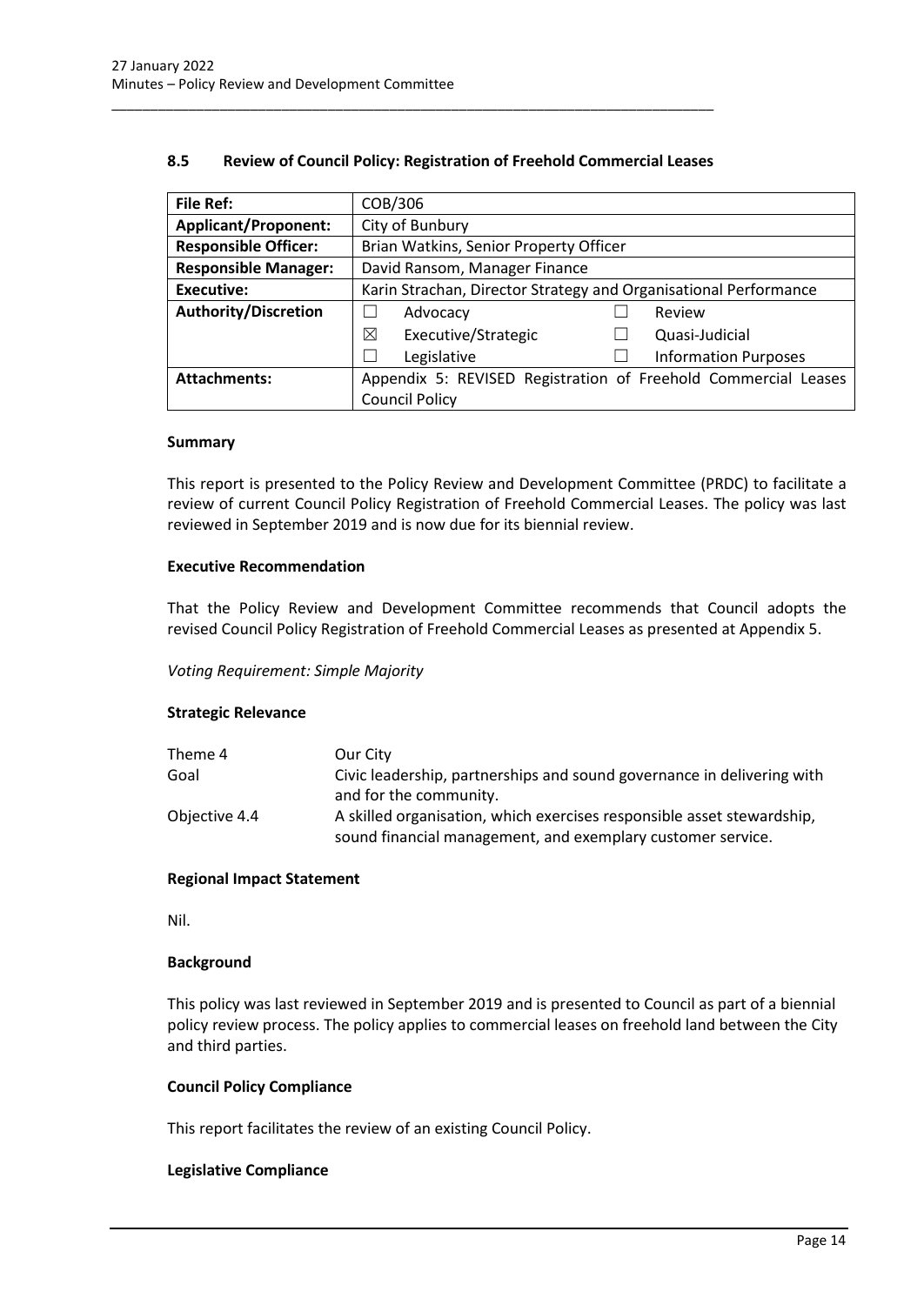## 8.5 Review of Council Policy: Registration of Freehold Commercial Leases

| **File Ref:** | COB/306 | | | |
|---|---|---|---|---|
| **Applicant/Proponent:** | City of Bunbury | | | |
| **Responsible Officer:** | Brian Watkins, Senior Property Officer | | | |
| **Responsible Manager:** | David Ransom, Manager Finance | | | |
| **Executive:** | Karin Strachan, Director Strategy and Organisational Performance | | | |
| **Authority/Discretion** | ☐ | Advocacy | ☐ | Review |
| | ☒ | Executive/Strategic | ☐ | Quasi-Judicial |
| | ☐ | Legislative | ☐ | Information Purposes |
| **Attachments:** | Appendix 5: REVISED Registration of Freehold Commercial Leases Council Policy | | | |

### Summary

This report is presented to the Policy Review and Development Committee (PRDC) to facilitate a review of current Council Policy Registration of Freehold Commercial Leases. The policy was last reviewed in September 2019 and is now due for its biennial review.

### Executive Recommendation

That the Policy Review and Development Committee recommends that Council adopts the revised Council Policy Registration of Freehold Commercial Leases as presented at Appendix 5.

*Voting Requirement: Simple Majority*

### Strategic Relevance

| | |
|---|---|
| Theme 4 | Our City |
| Goal | Civic leadership, partnerships and sound governance in delivering with and for the community. |
| Objective 4.4 | A skilled organisation, which exercises responsible asset stewardship, sound financial management, and exemplary customer service. |

### Regional Impact Statement

Nil.

### Background

This policy was last reviewed in September 2019 and is presented to Council as part of a biennial policy review process. The policy applies to commercial leases on freehold land between the City and third parties.

### Council Policy Compliance

This report facilitates the review of an existing Council Policy.

### Legislative Compliance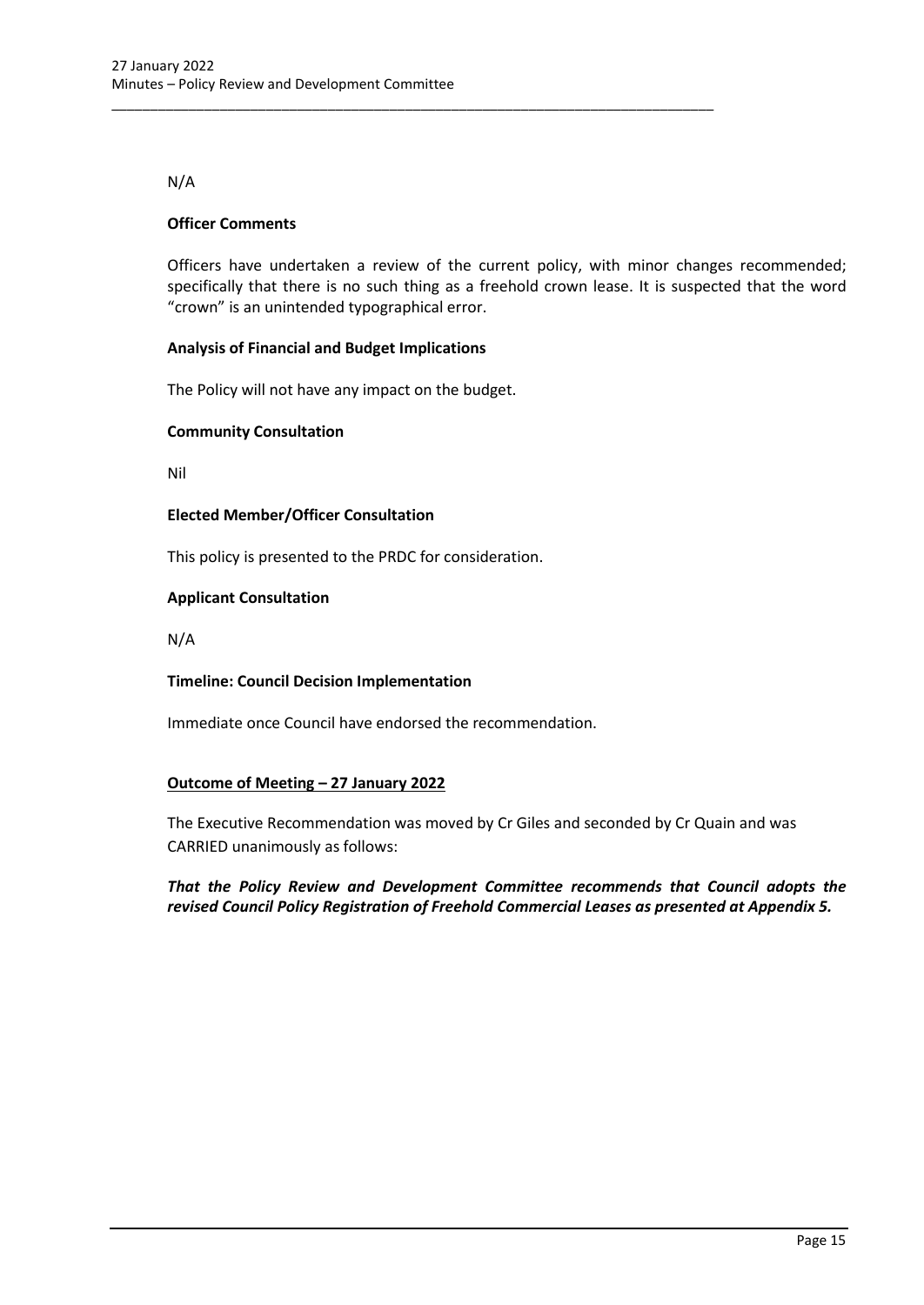N/A

**Officer Comments**

Officers have undertaken a review of the current policy, with minor changes recommended; specifically that there is no such thing as a freehold crown lease. It is suspected that the word “crown” is an unintended typographical error.

**Analysis of Financial and Budget Implications**

The Policy will not have any impact on the budget.

**Community Consultation**

Nil

**Elected Member/Officer Consultation**

This policy is presented to the PRDC for consideration.

**Applicant Consultation**

N/A

**Timeline: Council Decision Implementation**

Immediate once Council have endorsed the recommendation.

**Outcome of Meeting – 27 January 2022**

The Executive Recommendation was moved by Cr Giles and seconded by Cr Quain and was CARRIED unanimously as follows:

***That the Policy Review and Development Committee recommends that Council adopts the revised Council Policy Registration of Freehold Commercial Leases as presented at Appendix 5.***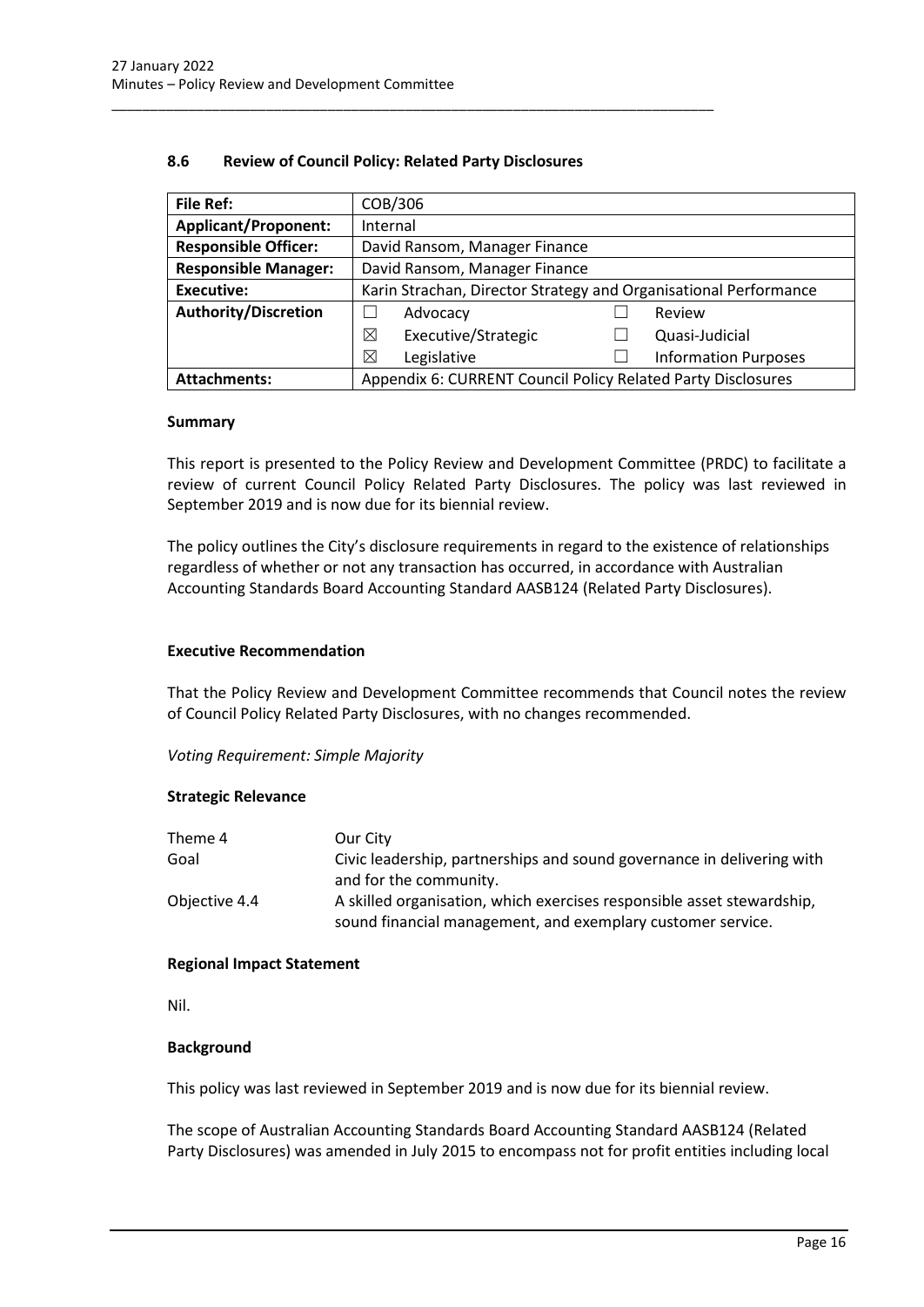## 8.6 Review of Council Policy: Related Party Disclosures

| File Ref: | COB/306 | | | |
|---|---|---|---|---|
| **Applicant/Proponent:** | Internal | | | |
| **Responsible Officer:** | David Ransom, Manager Finance | | | |
| **Responsible Manager:** | David Ransom, Manager Finance | | | |
| **Executive:** | Karin Strachan, Director Strategy and Organisational Performance | | | |
| **Authority/Discretion** | ☐ | Advocacy | ☐ | Review |
| | ☒ | Executive/Strategic | ☐ | Quasi-Judicial |
| | ☒ | Legislative | ☐ | Information Purposes |
| **Attachments:** | Appendix 6: CURRENT Council Policy Related Party Disclosures | | | |

### Summary

This report is presented to the Policy Review and Development Committee (PRDC) to facilitate a review of current Council Policy Related Party Disclosures. The policy was last reviewed in September 2019 and is now due for its biennial review.

The policy outlines the City's disclosure requirements in regard to the existence of relationships regardless of whether or not any transaction has occurred, in accordance with Australian Accounting Standards Board Accounting Standard AASB124 (Related Party Disclosures).

### Executive Recommendation

That the Policy Review and Development Committee recommends that Council notes the review of Council Policy Related Party Disclosures, with no changes recommended.

*Voting Requirement: Simple Majority*

### Strategic Relevance

| | |
|---|---|
| Theme 4 | Our City |
| Goal | Civic leadership, partnerships and sound governance in delivering with and for the community. |
| Objective 4.4 | A skilled organisation, which exercises responsible asset stewardship, sound financial management, and exemplary customer service. |

### Regional Impact Statement

Nil.

### Background

This policy was last reviewed in September 2019 and is now due for its biennial review.

The scope of Australian Accounting Standards Board Accounting Standard AASB124 (Related Party Disclosures) was amended in July 2015 to encompass not for profit entities including local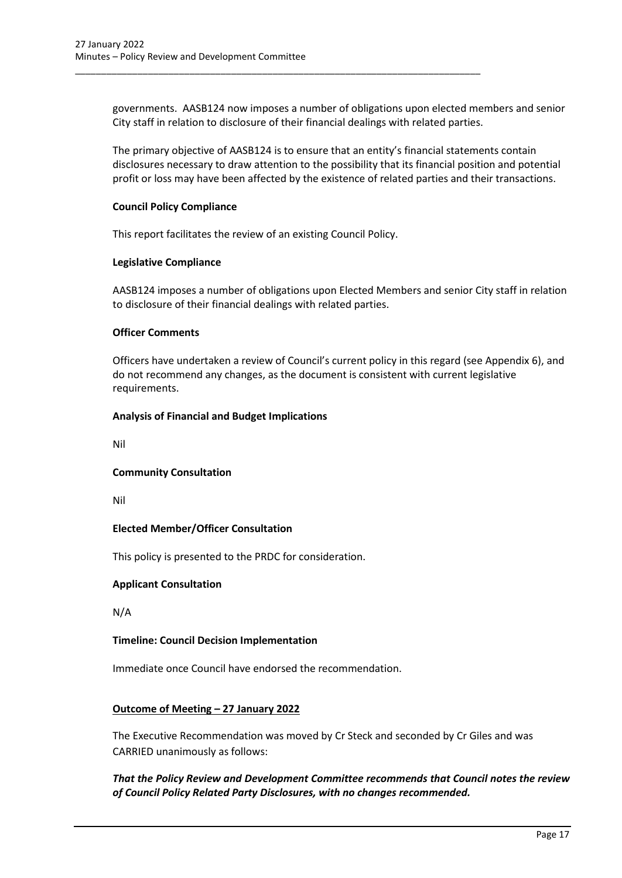governments. AASB124 now imposes a number of obligations upon elected members and senior City staff in relation to disclosure of their financial dealings with related parties.

The primary objective of AASB124 is to ensure that an entity's financial statements contain disclosures necessary to draw attention to the possibility that its financial position and potential profit or loss may have been affected by the existence of related parties and their transactions.

**Council Policy Compliance**

This report facilitates the review of an existing Council Policy.

**Legislative Compliance**

AASB124 imposes a number of obligations upon Elected Members and senior City staff in relation to disclosure of their financial dealings with related parties.

**Officer Comments**

Officers have undertaken a review of Council's current policy in this regard (see Appendix 6), and do not recommend any changes, as the document is consistent with current legislative requirements.

**Analysis of Financial and Budget Implications**

Nil

**Community Consultation**

Nil

**Elected Member/Officer Consultation**

This policy is presented to the PRDC for consideration.

**Applicant Consultation**

N/A

**Timeline: Council Decision Implementation**

Immediate once Council have endorsed the recommendation.

**Outcome of Meeting – 27 January 2022**

The Executive Recommendation was moved by Cr Steck and seconded by Cr Giles and was CARRIED unanimously as follows:

***That the Policy Review and Development Committee recommends that Council notes the review of Council Policy Related Party Disclosures, with no changes recommended.***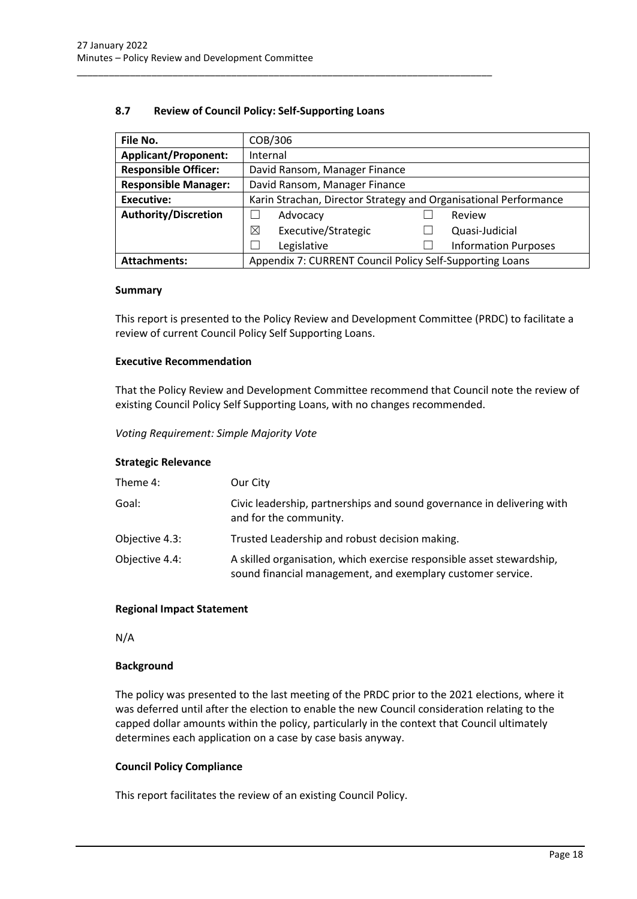## 8.7 Review of Council Policy: Self-Supporting Loans

| File No. | COB/306 | | | |
|---|---|---|---|---|
| **Applicant/Proponent:** | Internal | | | |
| **Responsible Officer:** | David Ransom, Manager Finance | | | |
| **Responsible Manager:** | David Ransom, Manager Finance | | | |
| **Executive:** | Karin Strachan, Director Strategy and Organisational Performance | | | |
| **Authority/Discretion** | ☐ | Advocacy | ☐ | Review |
| | ☒ | Executive/Strategic | ☐ | Quasi-Judicial |
| | ☐ | Legislative | ☐ | Information Purposes |
| **Attachments:** | Appendix 7: CURRENT Council Policy Self-Supporting Loans | | | |

### Summary

This report is presented to the Policy Review and Development Committee (PRDC) to facilitate a review of current Council Policy Self Supporting Loans.

### Executive Recommendation

That the Policy Review and Development Committee recommend that Council note the review of existing Council Policy Self Supporting Loans, with no changes recommended.

*Voting Requirement: Simple Majority Vote*

### Strategic Relevance

| | |
|---|---|
| Theme 4: | Our City |
| Goal: | Civic leadership, partnerships and sound governance in delivering with and for the community. |
| Objective 4.3: | Trusted Leadership and robust decision making. |
| Objective 4.4: | A skilled organisation, which exercise responsible asset stewardship, sound financial management, and exemplary customer service. |

### Regional Impact Statement

N/A

### Background

The policy was presented to the last meeting of the PRDC prior to the 2021 elections, where it was deferred until after the election to enable the new Council consideration relating to the capped dollar amounts within the policy, particularly in the context that Council ultimately determines each application on a case by case basis anyway.

### Council Policy Compliance

This report facilitates the review of an existing Council Policy.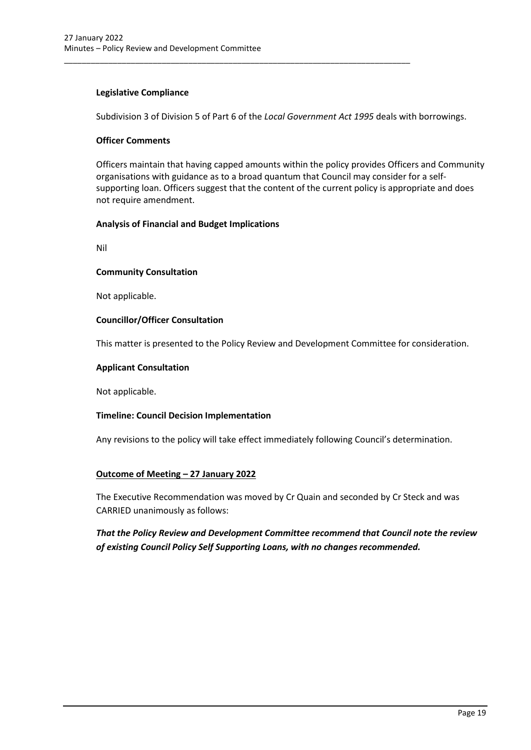### Legislative Compliance

Subdivision 3 of Division 5 of Part 6 of the *Local Government Act 1995* deals with borrowings.

### Officer Comments

Officers maintain that having capped amounts within the policy provides Officers and Community organisations with guidance as to a broad quantum that Council may consider for a self-supporting loan. Officers suggest that the content of the current policy is appropriate and does not require amendment.

### Analysis of Financial and Budget Implications

Nil

### Community Consultation

Not applicable.

### Councillor/Officer Consultation

This matter is presented to the Policy Review and Development Committee for consideration.

### Applicant Consultation

Not applicable.

### Timeline: Council Decision Implementation

Any revisions to the policy will take effect immediately following Council's determination.

### Outcome of Meeting – 27 January 2022

The Executive Recommendation was moved by Cr Quain and seconded by Cr Steck and was CARRIED unanimously as follows:

***That the Policy Review and Development Committee recommend that Council note the review of existing Council Policy Self Supporting Loans, with no changes recommended.***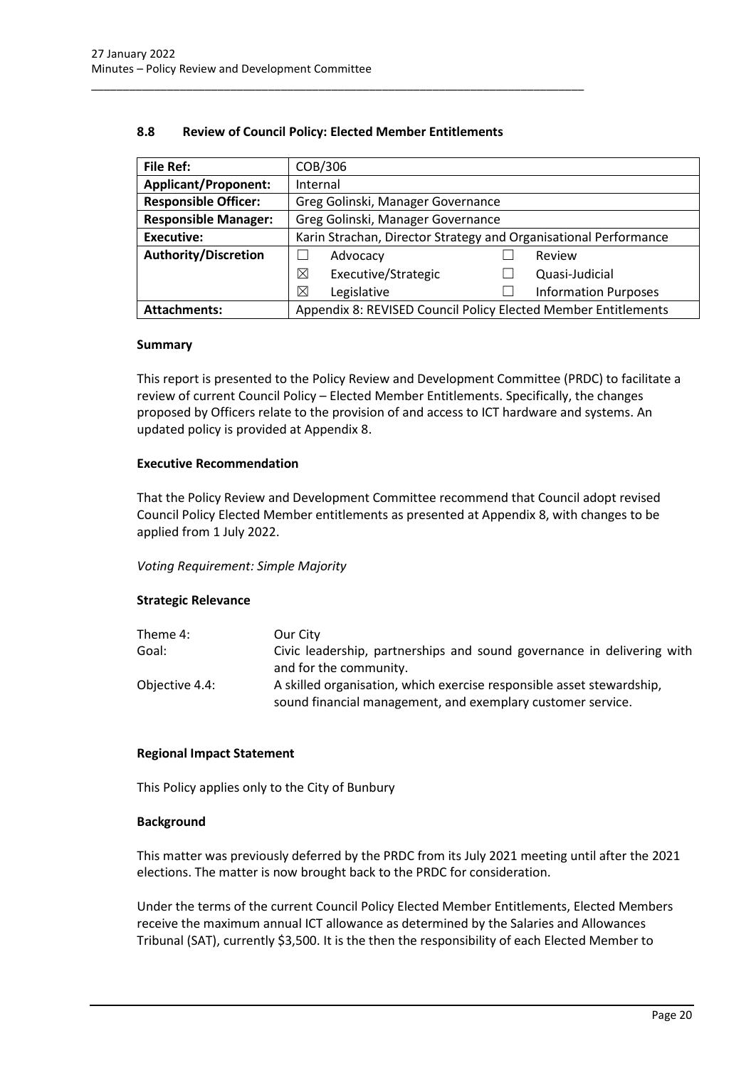## 8.8 Review of Council Policy: Elected Member Entitlements

| | |
|---|---|
| **File Ref:** | COB/306 |
| **Applicant/Proponent:** | Internal |
| **Responsible Officer:** | Greg Golinski, Manager Governance |
| **Responsible Manager:** | Greg Golinski, Manager Governance |
| **Executive:** | Karin Strachan, Director Strategy and Organisational Performance |
| **Authority/Discretion** | ☐ Advocacy ☐ Review<br>☒ Executive/Strategic ☐ Quasi-Judicial<br>☒ Legislative ☐ Information Purposes |
| **Attachments:** | Appendix 8: REVISED Council Policy Elected Member Entitlements |

### Summary

This report is presented to the Policy Review and Development Committee (PRDC) to facilitate a review of current Council Policy – Elected Member Entitlements. Specifically, the changes proposed by Officers relate to the provision of and access to ICT hardware and systems. An updated policy is provided at Appendix 8.

### Executive Recommendation

That the Policy Review and Development Committee recommend that Council adopt revised Council Policy Elected Member entitlements as presented at Appendix 8, with changes to be applied from 1 July 2022.

*Voting Requirement: Simple Majority*

### Strategic Relevance

| | |
|---|---|
| Theme 4: | Our City |
| Goal: | Civic leadership, partnerships and sound governance in delivering with and for the community. |
| Objective 4.4: | A skilled organisation, which exercise responsible asset stewardship, sound financial management, and exemplary customer service. |

### Regional Impact Statement

This Policy applies only to the City of Bunbury

### Background

This matter was previously deferred by the PRDC from its July 2021 meeting until after the 2021 elections. The matter is now brought back to the PRDC for consideration.

Under the terms of the current Council Policy Elected Member Entitlements, Elected Members receive the maximum annual ICT allowance as determined by the Salaries and Allowances Tribunal (SAT), currently $3,500. It is the then the responsibility of each Elected Member to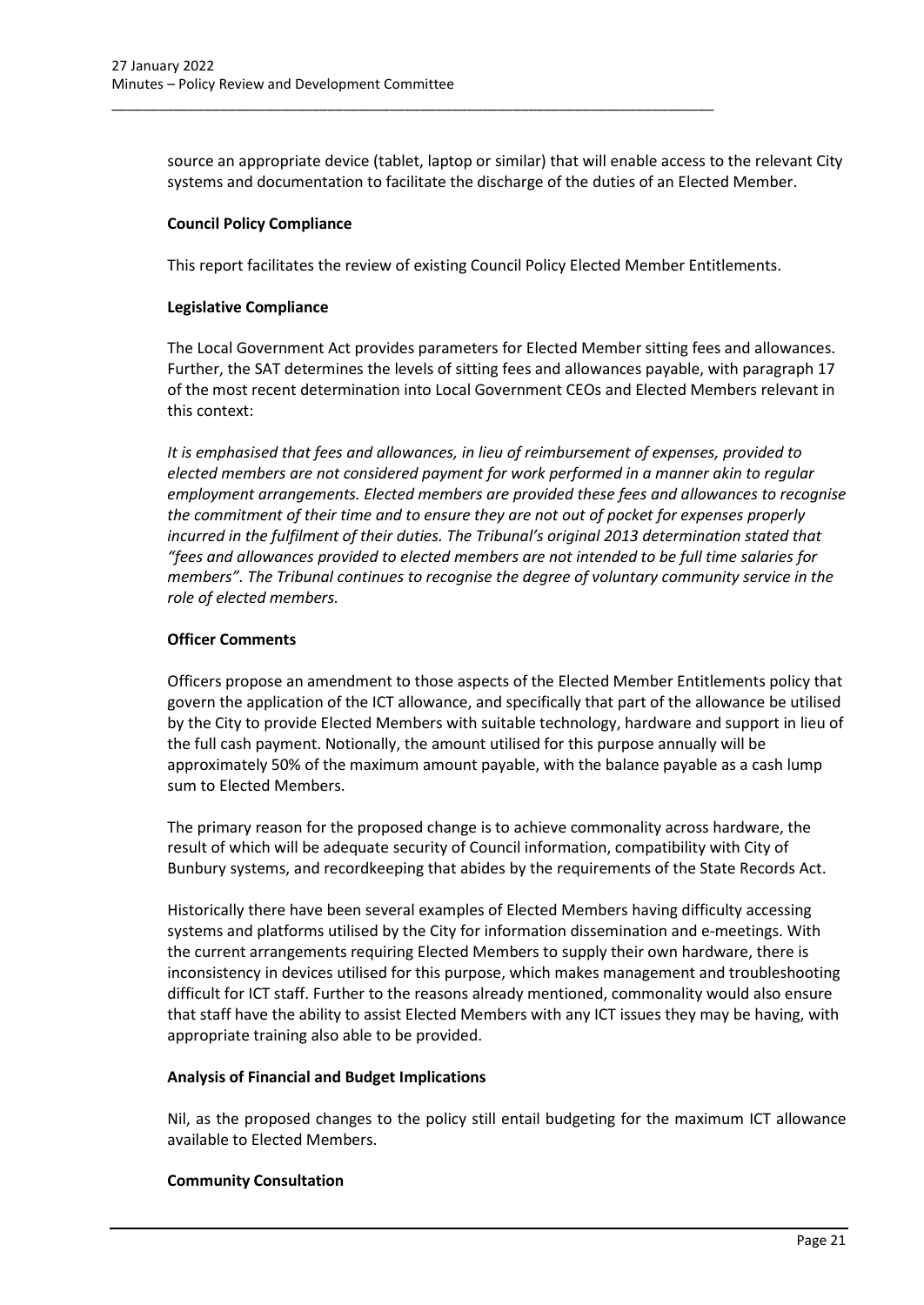source an appropriate device (tablet, laptop or similar) that will enable access to the relevant City systems and documentation to facilitate the discharge of the duties of an Elected Member.

**Council Policy Compliance**

This report facilitates the review of existing Council Policy Elected Member Entitlements.

**Legislative Compliance**

The Local Government Act provides parameters for Elected Member sitting fees and allowances. Further, the SAT determines the levels of sitting fees and allowances payable, with paragraph 17 of the most recent determination into Local Government CEOs and Elected Members relevant in this context:

*It is emphasised that fees and allowances, in lieu of reimbursement of expenses, provided to elected members are not considered payment for work performed in a manner akin to regular employment arrangements. Elected members are provided these fees and allowances to recognise the commitment of their time and to ensure they are not out of pocket for expenses properly incurred in the fulfilment of their duties. The Tribunal's original 2013 determination stated that "fees and allowances provided to elected members are not intended to be full time salaries for members". The Tribunal continues to recognise the degree of voluntary community service in the role of elected members.*

**Officer Comments**

Officers propose an amendment to those aspects of the Elected Member Entitlements policy that govern the application of the ICT allowance, and specifically that part of the allowance be utilised by the City to provide Elected Members with suitable technology, hardware and support in lieu of the full cash payment. Notionally, the amount utilised for this purpose annually will be approximately 50% of the maximum amount payable, with the balance payable as a cash lump sum to Elected Members.

The primary reason for the proposed change is to achieve commonality across hardware, the result of which will be adequate security of Council information, compatibility with City of Bunbury systems, and recordkeeping that abides by the requirements of the State Records Act.

Historically there have been several examples of Elected Members having difficulty accessing systems and platforms utilised by the City for information dissemination and e-meetings. With the current arrangements requiring Elected Members to supply their own hardware, there is inconsistency in devices utilised for this purpose, which makes management and troubleshooting difficult for ICT staff. Further to the reasons already mentioned, commonality would also ensure that staff have the ability to assist Elected Members with any ICT issues they may be having, with appropriate training also able to be provided.

**Analysis of Financial and Budget Implications**

Nil, as the proposed changes to the policy still entail budgeting for the maximum ICT allowance available to Elected Members.

**Community Consultation**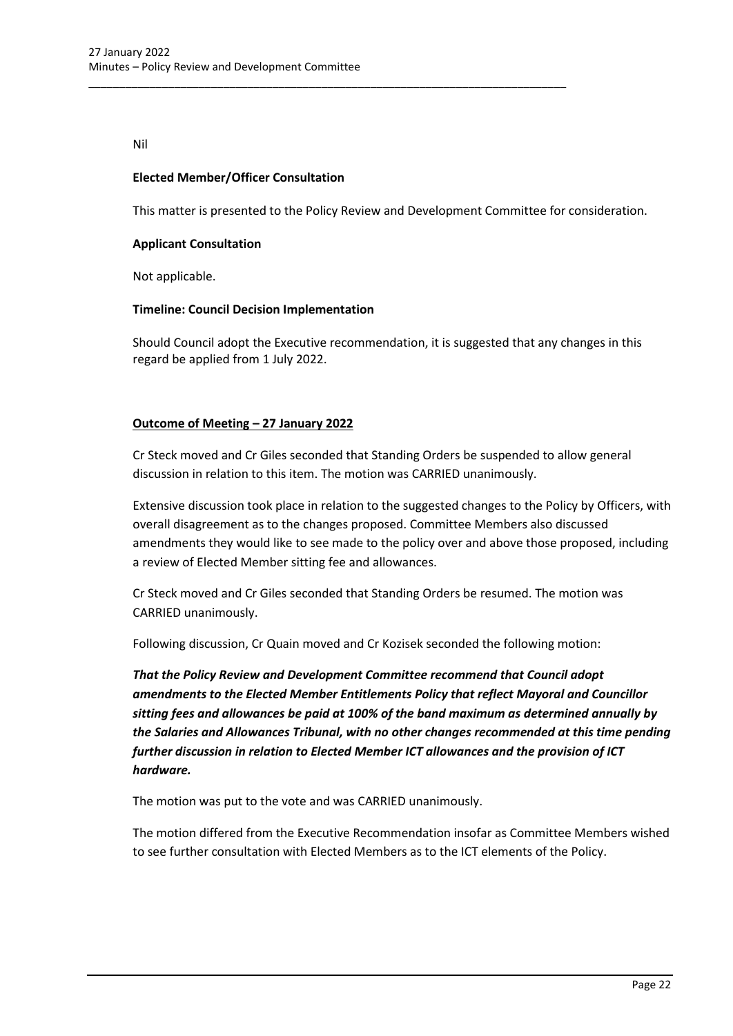Nil

**Elected Member/Officer Consultation**

This matter is presented to the Policy Review and Development Committee for consideration.

**Applicant Consultation**

Not applicable.

**Timeline: Council Decision Implementation**

Should Council adopt the Executive recommendation, it is suggested that any changes in this regard be applied from 1 July 2022.

**Outcome of Meeting – 27 January 2022**

Cr Steck moved and Cr Giles seconded that Standing Orders be suspended to allow general discussion in relation to this item. The motion was CARRIED unanimously.

Extensive discussion took place in relation to the suggested changes to the Policy by Officers, with overall disagreement as to the changes proposed. Committee Members also discussed amendments they would like to see made to the policy over and above those proposed, including a review of Elected Member sitting fee and allowances.

Cr Steck moved and Cr Giles seconded that Standing Orders be resumed. The motion was CARRIED unanimously.

Following discussion, Cr Quain moved and Cr Kozisek seconded the following motion:

***That the Policy Review and Development Committee recommend that Council adopt amendments to the Elected Member Entitlements Policy that reflect Mayoral and Councillor sitting fees and allowances be paid at 100% of the band maximum as determined annually by the Salaries and Allowances Tribunal, with no other changes recommended at this time pending further discussion in relation to Elected Member ICT allowances and the provision of ICT hardware.***

The motion was put to the vote and was CARRIED unanimously.

The motion differed from the Executive Recommendation insofar as Committee Members wished to see further consultation with Elected Members as to the ICT elements of the Policy.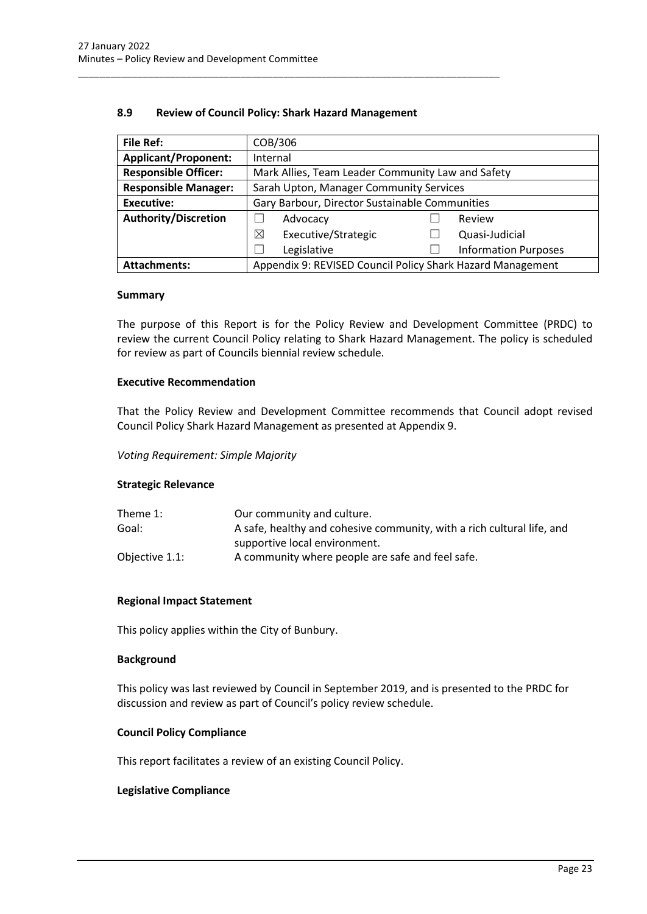### 8.9 Review of Council Policy: Shark Hazard Management

| File Ref: | COB/306 | | | |
|---|---|---|---|---|
| **Applicant/Proponent:** | Internal | | | |
| **Responsible Officer:** | Mark Allies, Team Leader Community Law and Safety | | | |
| **Responsible Manager:** | Sarah Upton, Manager Community Services | | | |
| **Executive:** | Gary Barbour, Director Sustainable Communities | | | |
| **Authority/Discretion** | ☐ | Advocacy | ☐ | Review |
| | ☒ | Executive/Strategic | ☐ | Quasi-Judicial |
| | ☐ | Legislative | ☐ | Information Purposes |
| **Attachments:** | Appendix 9: REVISED Council Policy Shark Hazard Management | | | |

#### Summary

The purpose of this Report is for the Policy Review and Development Committee (PRDC) to review the current Council Policy relating to Shark Hazard Management. The policy is scheduled for review as part of Councils biennial review schedule.

#### Executive Recommendation

That the Policy Review and Development Committee recommends that Council adopt revised Council Policy Shark Hazard Management as presented at Appendix 9.

*Voting Requirement: Simple Majority*

#### Strategic Relevance

| | |
|---|---|
| Theme 1: | Our community and culture. |
| Goal: | A safe, healthy and cohesive community, with a rich cultural life, and supportive local environment. |
| Objective 1.1: | A community where people are safe and feel safe. |

#### Regional Impact Statement

This policy applies within the City of Bunbury.

#### Background

This policy was last reviewed by Council in September 2019, and is presented to the PRDC for discussion and review as part of Council's policy review schedule.

#### Council Policy Compliance

This report facilitates a review of an existing Council Policy.

#### Legislative Compliance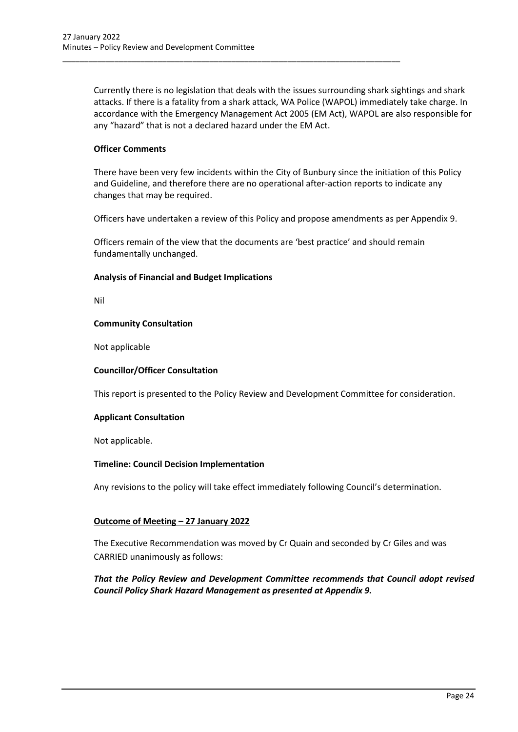Currently there is no legislation that deals with the issues surrounding shark sightings and shark attacks. If there is a fatality from a shark attack, WA Police (WAPOL) immediately take charge. In accordance with the Emergency Management Act 2005 (EM Act), WAPOL are also responsible for any "hazard" that is not a declared hazard under the EM Act.

**Officer Comments**

There have been very few incidents within the City of Bunbury since the initiation of this Policy and Guideline, and therefore there are no operational after-action reports to indicate any changes that may be required.

Officers have undertaken a review of this Policy and propose amendments as per Appendix 9.

Officers remain of the view that the documents are 'best practice' and should remain fundamentally unchanged.

**Analysis of Financial and Budget Implications**

Nil

**Community Consultation**

Not applicable

**Councillor/Officer Consultation**

This report is presented to the Policy Review and Development Committee for consideration.

**Applicant Consultation**

Not applicable.

**Timeline: Council Decision Implementation**

Any revisions to the policy will take effect immediately following Council's determination.

**Outcome of Meeting – 27 January 2022**

The Executive Recommendation was moved by Cr Quain and seconded by Cr Giles and was CARRIED unanimously as follows:

***That the Policy Review and Development Committee recommends that Council adopt revised Council Policy Shark Hazard Management as presented at Appendix 9.***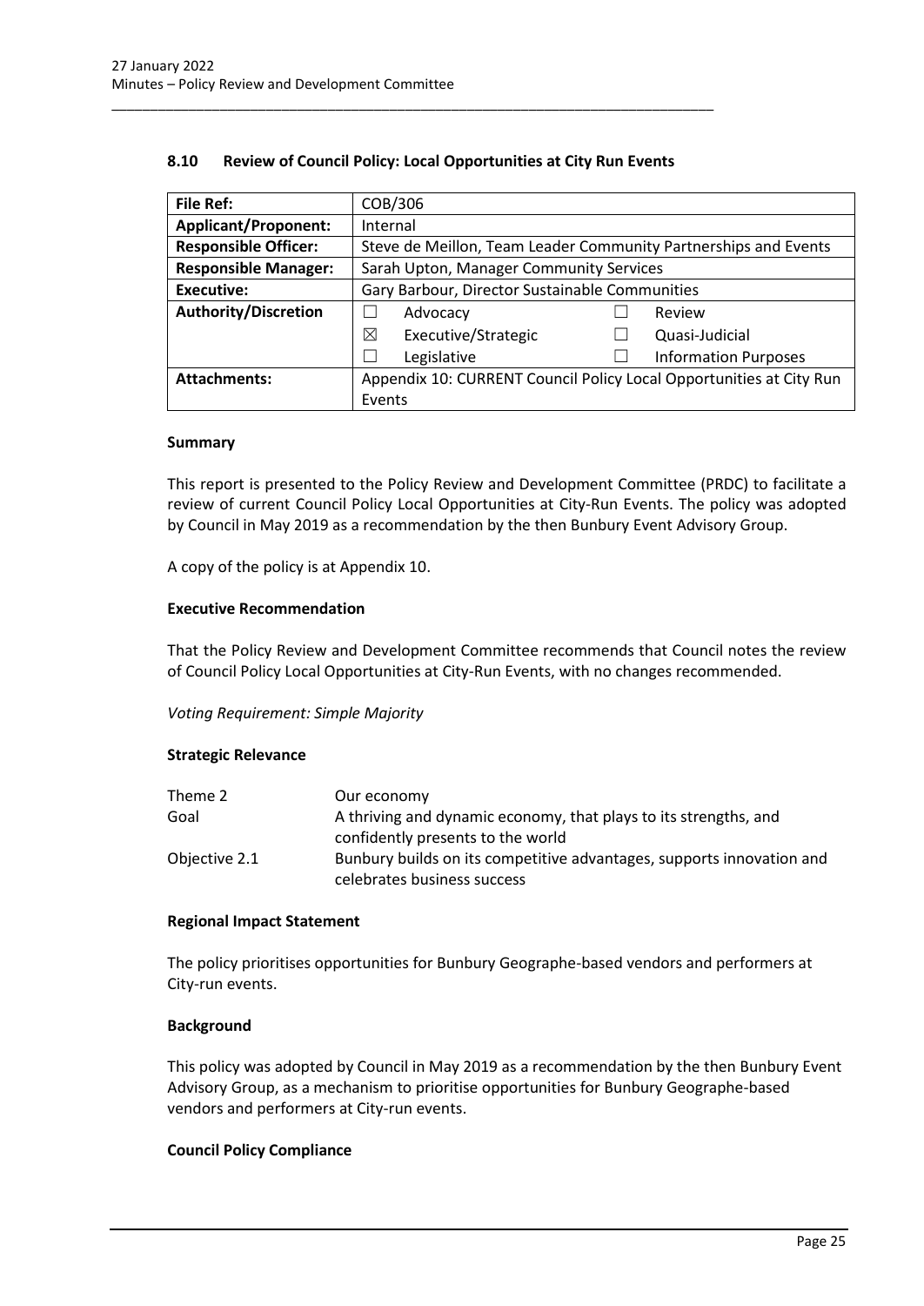## 8.10 Review of Council Policy: Local Opportunities at City Run Events

| **File Ref:** | COB/306 | | | |
|---|---|---|---|---|
| **Applicant/Proponent:** | Internal | | | |
| **Responsible Officer:** | Steve de Meillon, Team Leader Community Partnerships and Events | | | |
| **Responsible Manager:** | Sarah Upton, Manager Community Services | | | |
| **Executive:** | Gary Barbour, Director Sustainable Communities | | | |
| **Authority/Discretion** | ☐ | Advocacy | ☐ | Review |
| | ☒ | Executive/Strategic | ☐ | Quasi-Judicial |
| | ☐ | Legislative | ☐ | Information Purposes |
| **Attachments:** | Appendix 10: CURRENT Council Policy Local Opportunities at City Run Events | | | |

### Summary

This report is presented to the Policy Review and Development Committee (PRDC) to facilitate a review of current Council Policy Local Opportunities at City-Run Events. The policy was adopted by Council in May 2019 as a recommendation by the then Bunbury Event Advisory Group.

A copy of the policy is at Appendix 10.

### Executive Recommendation

That the Policy Review and Development Committee recommends that Council notes the review of Council Policy Local Opportunities at City-Run Events, with no changes recommended.

*Voting Requirement: Simple Majority*

### Strategic Relevance

| | |
|---|---|
| Theme 2 | Our economy |
| Goal | A thriving and dynamic economy, that plays to its strengths, and confidently presents to the world |
| Objective 2.1 | Bunbury builds on its competitive advantages, supports innovation and celebrates business success |

### Regional Impact Statement

The policy prioritises opportunities for Bunbury Geographe-based vendors and performers at City-run events.

### Background

This policy was adopted by Council in May 2019 as a recommendation by the then Bunbury Event Advisory Group, as a mechanism to prioritise opportunities for Bunbury Geographe-based vendors and performers at City-run events.

### Council Policy Compliance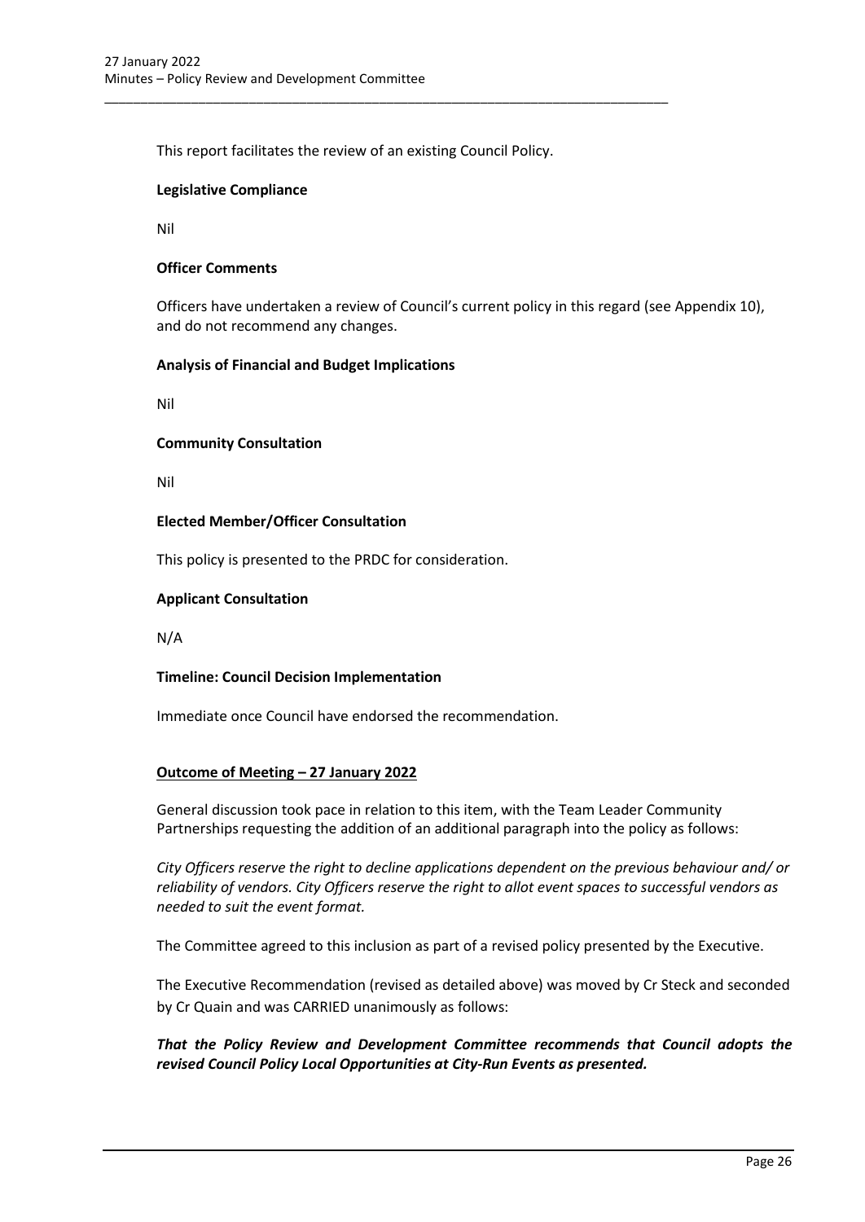This report facilitates the review of an existing Council Policy.

**Legislative Compliance**

Nil

**Officer Comments**

Officers have undertaken a review of Council's current policy in this regard (see Appendix 10), and do not recommend any changes.

**Analysis of Financial and Budget Implications**

Nil

**Community Consultation**

Nil

**Elected Member/Officer Consultation**

This policy is presented to the PRDC for consideration.

**Applicant Consultation**

N/A

**Timeline: Council Decision Implementation**

Immediate once Council have endorsed the recommendation.

**Outcome of Meeting – 27 January 2022**

General discussion took pace in relation to this item, with the Team Leader Community Partnerships requesting the addition of an additional paragraph into the policy as follows:

*City Officers reserve the right to decline applications dependent on the previous behaviour and/ or reliability of vendors. City Officers reserve the right to allot event spaces to successful vendors as needed to suit the event format.*

The Committee agreed to this inclusion as part of a revised policy presented by the Executive.

The Executive Recommendation (revised as detailed above) was moved by Cr Steck and seconded by Cr Quain and was CARRIED unanimously as follows:

***That the Policy Review and Development Committee recommends that Council adopts the revised Council Policy Local Opportunities at City-Run Events as presented.***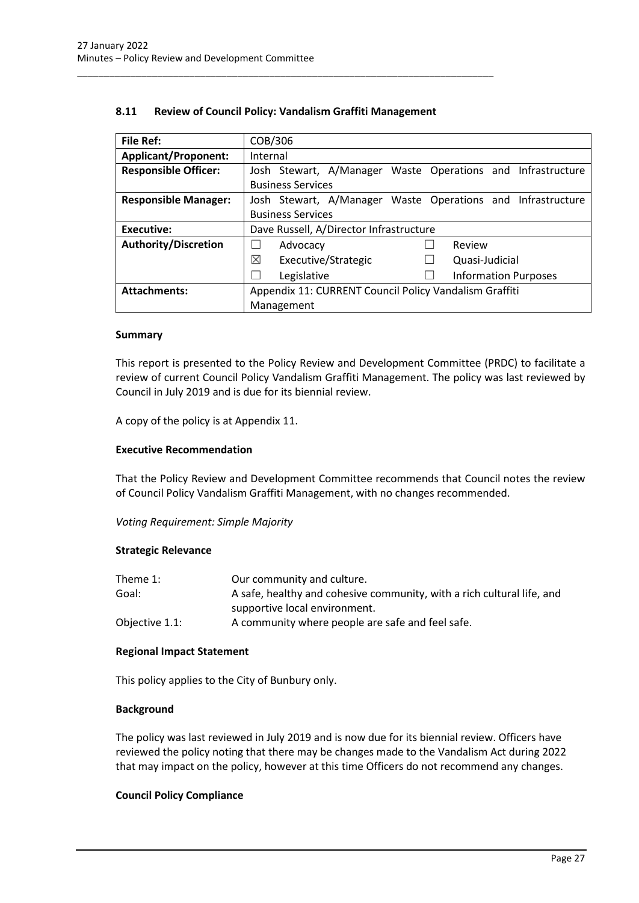## 8.11 Review of Council Policy: Vandalism Graffiti Management

| **File Ref:** | COB/306 |
|---|---|
| **Applicant/Proponent:** | Internal |
| **Responsible Officer:** | Josh Stewart, A/Manager Waste Operations and Infrastructure Business Services |
| **Responsible Manager:** | Josh Stewart, A/Manager Waste Operations and Infrastructure Business Services |
| **Executive:** | Dave Russell, A/Director Infrastructure |
| **Authority/Discretion** | ☐ Advocacy ☐ Review<br>☒ Executive/Strategic ☐ Quasi-Judicial<br>☐ Legislative ☐ Information Purposes |
| **Attachments:** | Appendix 11: CURRENT Council Policy Vandalism Graffiti Management |

### Summary

This report is presented to the Policy Review and Development Committee (PRDC) to facilitate a review of current Council Policy Vandalism Graffiti Management. The policy was last reviewed by Council in July 2019 and is due for its biennial review.

A copy of the policy is at Appendix 11.

### Executive Recommendation

That the Policy Review and Development Committee recommends that Council notes the review of Council Policy Vandalism Graffiti Management, with no changes recommended.

*Voting Requirement: Simple Majority*

### Strategic Relevance

| | |
|---|---|
| Theme 1: | Our community and culture. |
| Goal: | A safe, healthy and cohesive community, with a rich cultural life, and supportive local environment. |
| Objective 1.1: | A community where people are safe and feel safe. |

### Regional Impact Statement

This policy applies to the City of Bunbury only.

### Background

The policy was last reviewed in July 2019 and is now due for its biennial review. Officers have reviewed the policy noting that there may be changes made to the Vandalism Act during 2022 that may impact on the policy, however at this time Officers do not recommend any changes.

### Council Policy Compliance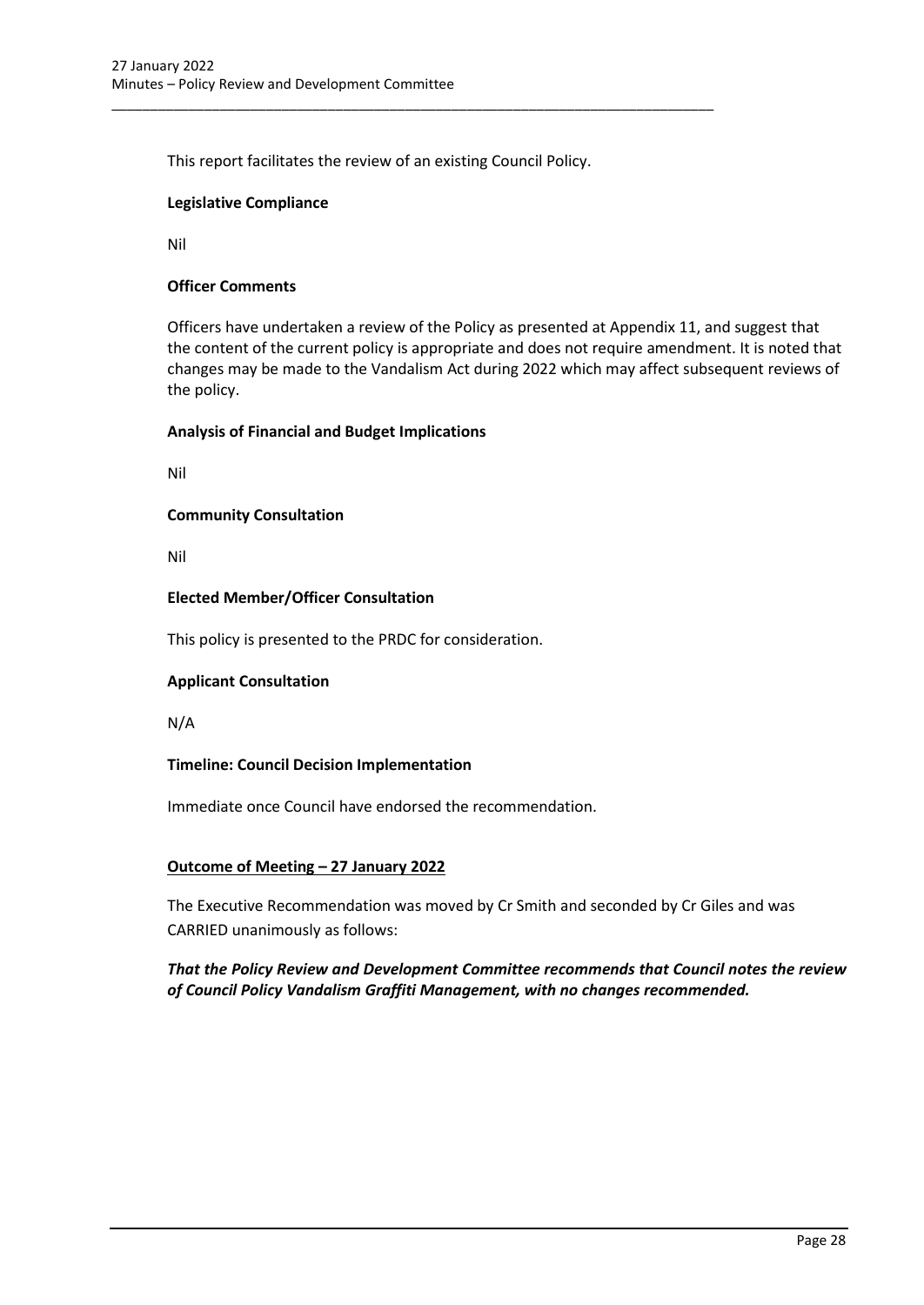This report facilitates the review of an existing Council Policy.

**Legislative Compliance**

Nil

**Officer Comments**

Officers have undertaken a review of the Policy as presented at Appendix 11, and suggest that the content of the current policy is appropriate and does not require amendment. It is noted that changes may be made to the Vandalism Act during 2022 which may affect subsequent reviews of the policy.

**Analysis of Financial and Budget Implications**

Nil

**Community Consultation**

Nil

**Elected Member/Officer Consultation**

This policy is presented to the PRDC for consideration.

**Applicant Consultation**

N/A

**Timeline: Council Decision Implementation**

Immediate once Council have endorsed the recommendation.

**Outcome of Meeting – 27 January 2022**

The Executive Recommendation was moved by Cr Smith and seconded by Cr Giles and was CARRIED unanimously as follows:

***That the Policy Review and Development Committee recommends that Council notes the review of Council Policy Vandalism Graffiti Management, with no changes recommended.***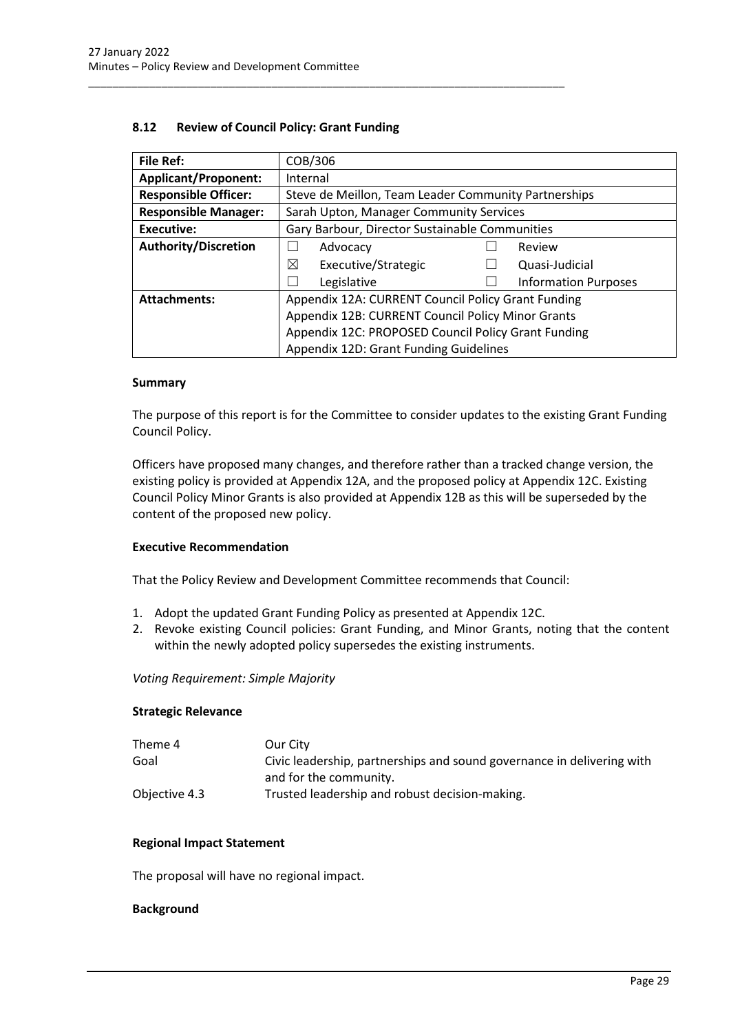## 8.12 Review of Council Policy: Grant Funding

| File Ref: | COB/306 |
|---|---|
| **Applicant/Proponent:** | Internal |
| **Responsible Officer:** | Steve de Meillon, Team Leader Community Partnerships |
| **Responsible Manager:** | Sarah Upton, Manager Community Services |
| **Executive:** | Gary Barbour, Director Sustainable Communities |
| **Authority/Discretion** | ☐ Advocacy ☐ Review<br>☒ Executive/Strategic ☐ Quasi-Judicial<br>☐ Legislative ☐ Information Purposes |
| **Attachments:** | Appendix 12A: CURRENT Council Policy Grant Funding<br>Appendix 12B: CURRENT Council Policy Minor Grants<br>Appendix 12C: PROPOSED Council Policy Grant Funding<br>Appendix 12D: Grant Funding Guidelines |

### Summary

The purpose of this report is for the Committee to consider updates to the existing Grant Funding Council Policy.

Officers have proposed many changes, and therefore rather than a tracked change version, the existing policy is provided at Appendix 12A, and the proposed policy at Appendix 12C. Existing Council Policy Minor Grants is also provided at Appendix 12B as this will be superseded by the content of the proposed new policy.

### Executive Recommendation

That the Policy Review and Development Committee recommends that Council:

1. Adopt the updated Grant Funding Policy as presented at Appendix 12C.
2. Revoke existing Council policies: Grant Funding, and Minor Grants, noting that the content within the newly adopted policy supersedes the existing instruments.

*Voting Requirement: Simple Majority*

### Strategic Relevance

| | |
|---|---|
| Theme 4 | Our City |
| Goal | Civic leadership, partnerships and sound governance in delivering with and for the community. |
| Objective 4.3 | Trusted leadership and robust decision-making. |

### Regional Impact Statement

The proposal will have no regional impact.

### Background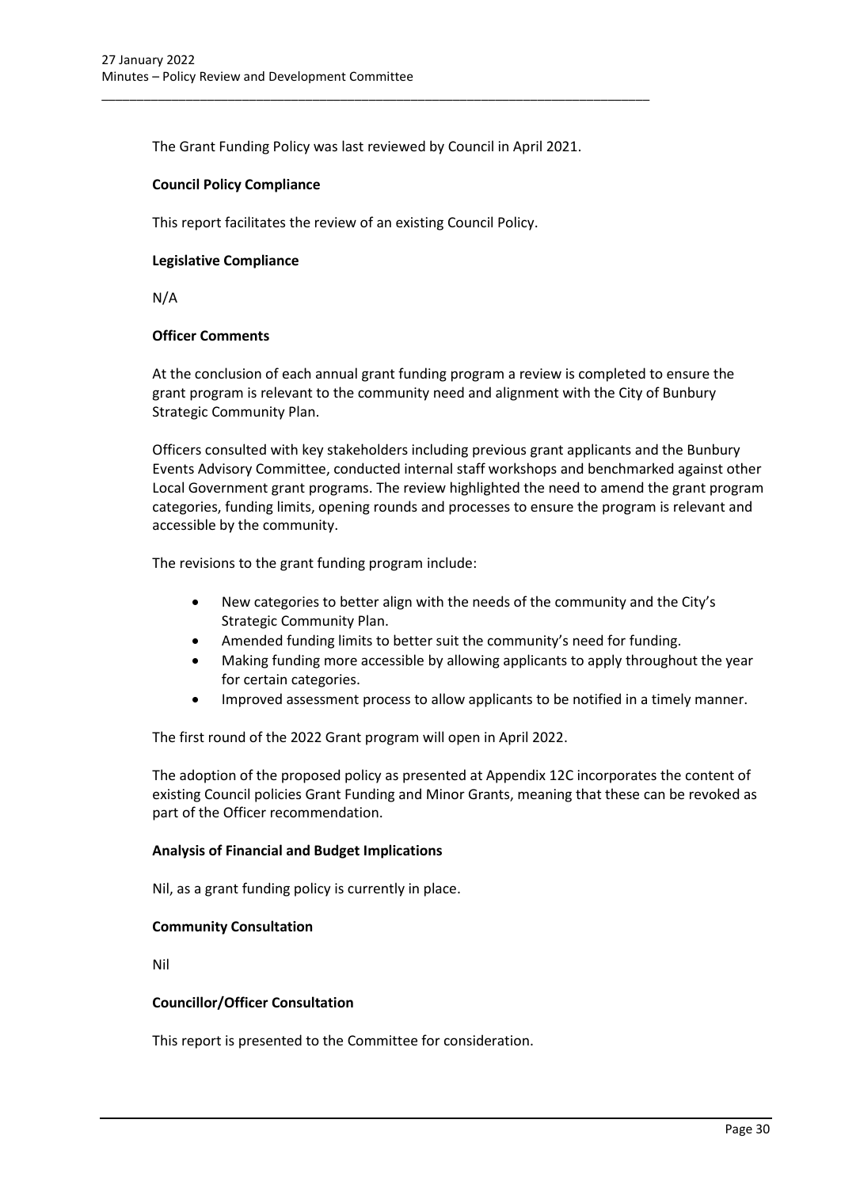The Grant Funding Policy was last reviewed by Council in April 2021.

**Council Policy Compliance**

This report facilitates the review of an existing Council Policy.

**Legislative Compliance**

N/A

**Officer Comments**

At the conclusion of each annual grant funding program a review is completed to ensure the grant program is relevant to the community need and alignment with the City of Bunbury Strategic Community Plan.

Officers consulted with key stakeholders including previous grant applicants and the Bunbury Events Advisory Committee, conducted internal staff workshops and benchmarked against other Local Government grant programs. The review highlighted the need to amend the grant program categories, funding limits, opening rounds and processes to ensure the program is relevant and accessible by the community.

The revisions to the grant funding program include:

- New categories to better align with the needs of the community and the City's Strategic Community Plan.
- Amended funding limits to better suit the community's need for funding.
- Making funding more accessible by allowing applicants to apply throughout the year for certain categories.
- Improved assessment process to allow applicants to be notified in a timely manner.

The first round of the 2022 Grant program will open in April 2022.

The adoption of the proposed policy as presented at Appendix 12C incorporates the content of existing Council policies Grant Funding and Minor Grants, meaning that these can be revoked as part of the Officer recommendation.

**Analysis of Financial and Budget Implications**

Nil, as a grant funding policy is currently in place.

**Community Consultation**

Nil

**Councillor/Officer Consultation**

This report is presented to the Committee for consideration.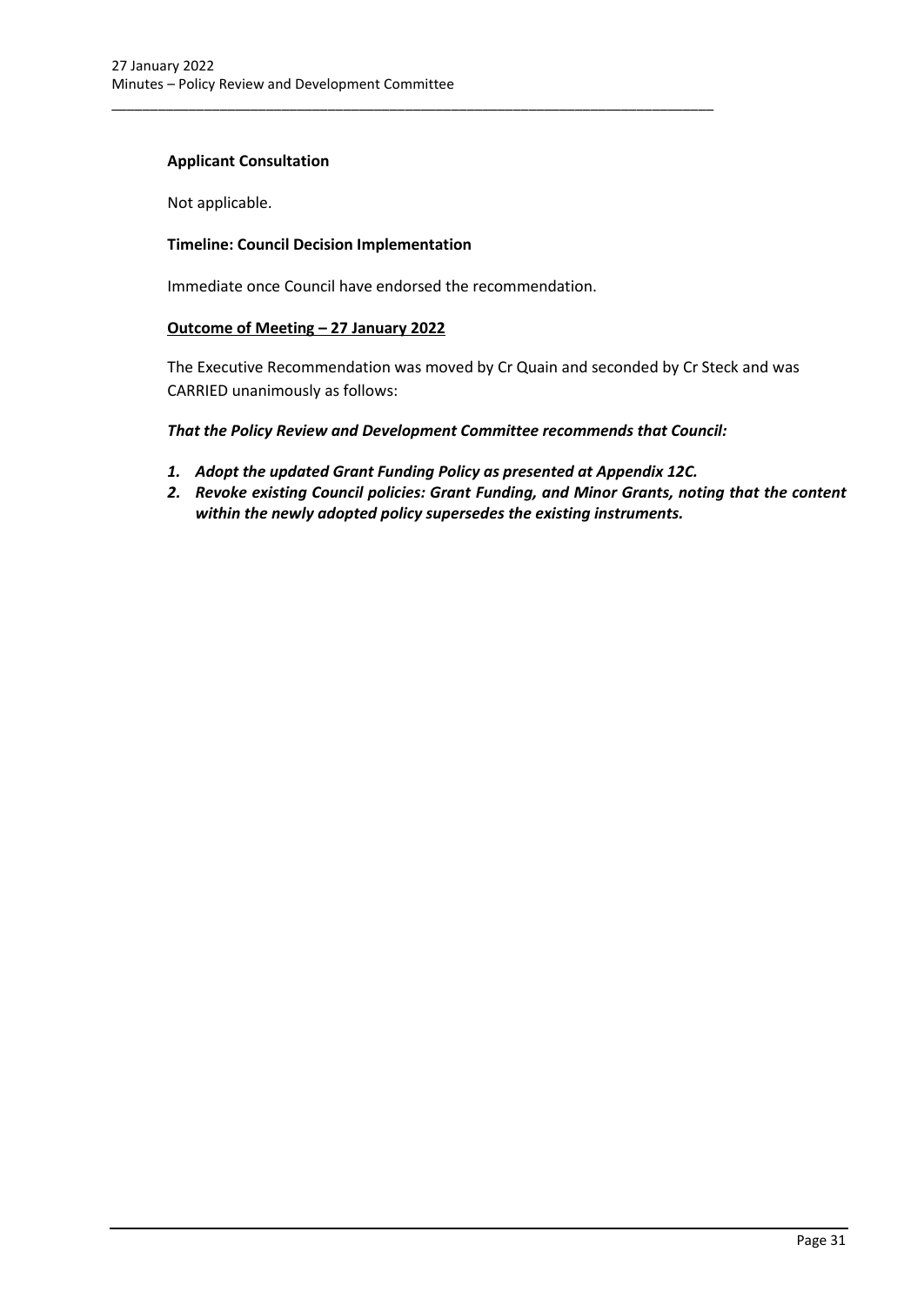**Applicant Consultation**

Not applicable.

**Timeline: Council Decision Implementation**

Immediate once Council have endorsed the recommendation.

**Outcome of Meeting – 27 January 2022**

The Executive Recommendation was moved by Cr Quain and seconded by Cr Steck and was CARRIED unanimously as follows:

***That the Policy Review and Development Committee recommends that Council:***

1. ***Adopt the updated Grant Funding Policy as presented at Appendix 12C.***
2. ***Revoke existing Council policies: Grant Funding, and Minor Grants, noting that the content within the newly adopted policy supersedes the existing instruments.***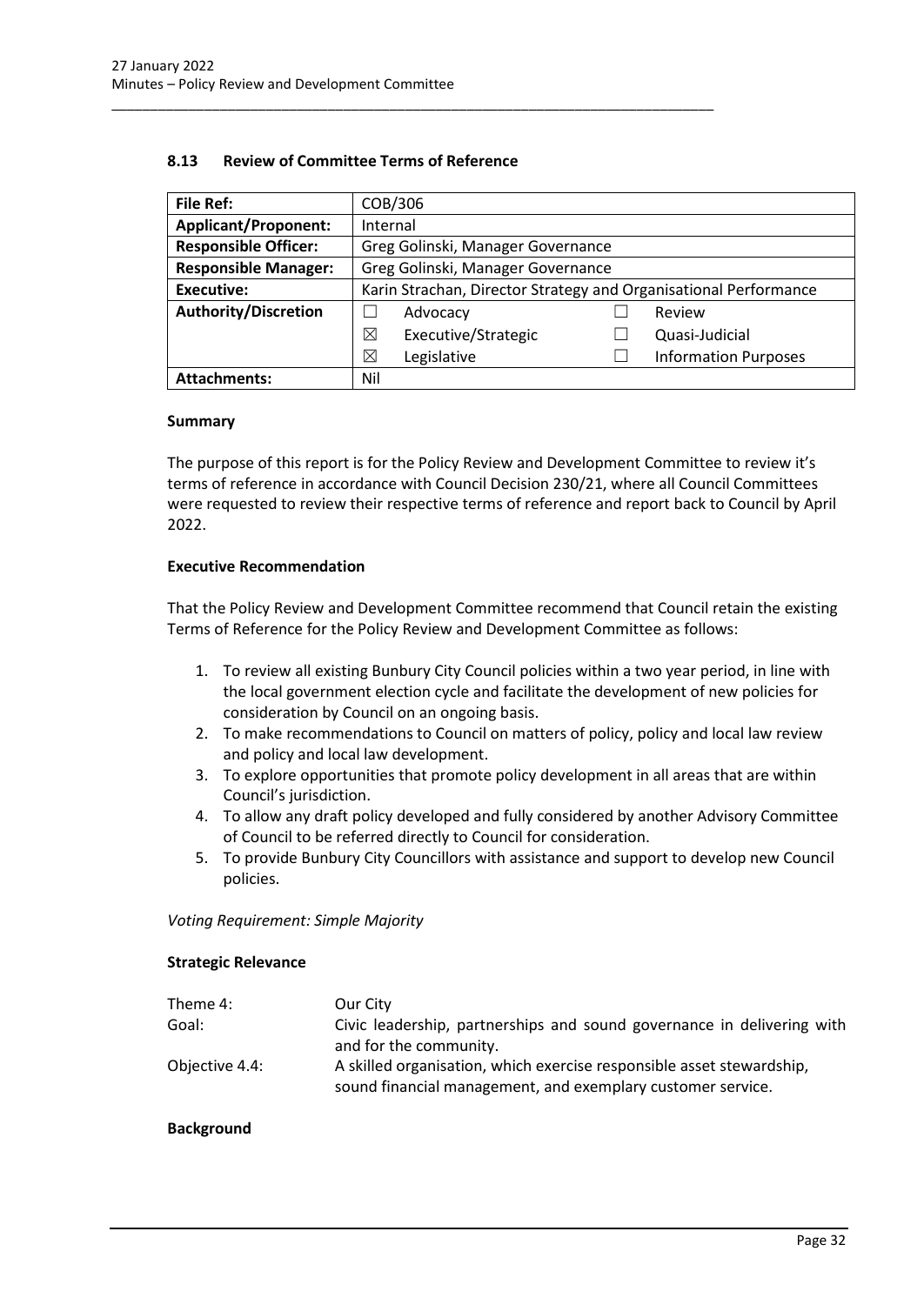## 8.13 Review of Committee Terms of Reference

| File Ref: | COB/306 | | | |
|---|---|---|---|---|
| **Applicant/Proponent:** | Internal | | | |
| **Responsible Officer:** | Greg Golinski, Manager Governance | | | |
| **Responsible Manager:** | Greg Golinski, Manager Governance | | | |
| **Executive:** | Karin Strachan, Director Strategy and Organisational Performance | | | |
| **Authority/Discretion** | ☐ | Advocacy | ☐ | Review |
| | ☒ | Executive/Strategic | ☐ | Quasi-Judicial |
| | ☒ | Legislative | ☐ | Information Purposes |
| **Attachments:** | Nil | | | |

### Summary

The purpose of this report is for the Policy Review and Development Committee to review it's terms of reference in accordance with Council Decision 230/21, where all Council Committees were requested to review their respective terms of reference and report back to Council by April 2022.

### Executive Recommendation

That the Policy Review and Development Committee recommend that Council retain the existing Terms of Reference for the Policy Review and Development Committee as follows:

1. To review all existing Bunbury City Council policies within a two year period, in line with the local government election cycle and facilitate the development of new policies for consideration by Council on an ongoing basis.
2. To make recommendations to Council on matters of policy, policy and local law review and policy and local law development.
3. To explore opportunities that promote policy development in all areas that are within Council's jurisdiction.
4. To allow any draft policy developed and fully considered by another Advisory Committee of Council to be referred directly to Council for consideration.
5. To provide Bunbury City Councillors with assistance and support to develop new Council policies.

*Voting Requirement: Simple Majority*

### Strategic Relevance

| | |
|---|---|
| Theme 4: | Our City |
| Goal: | Civic leadership, partnerships and sound governance in delivering with and for the community. |
| Objective 4.4: | A skilled organisation, which exercise responsible asset stewardship, sound financial management, and exemplary customer service. |

### Background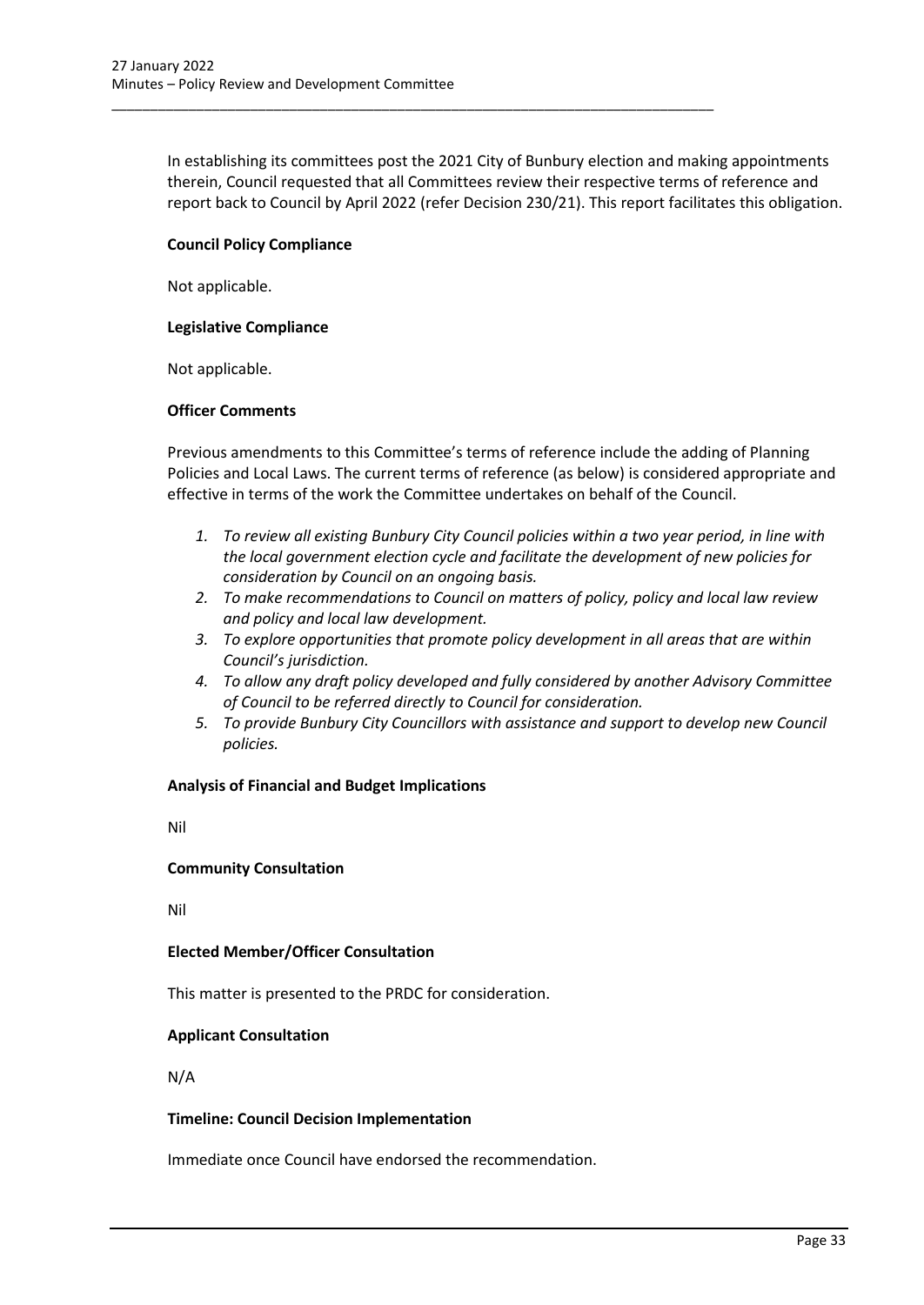In establishing its committees post the 2021 City of Bunbury election and making appointments therein, Council requested that all Committees review their respective terms of reference and report back to Council by April 2022 (refer Decision 230/21). This report facilitates this obligation.

**Council Policy Compliance**

Not applicable.

**Legislative Compliance**

Not applicable.

**Officer Comments**

Previous amendments to this Committee's terms of reference include the adding of Planning Policies and Local Laws. The current terms of reference (as below) is considered appropriate and effective in terms of the work the Committee undertakes on behalf of the Council.

1. *To review all existing Bunbury City Council policies within a two year period, in line with the local government election cycle and facilitate the development of new policies for consideration by Council on an ongoing basis.*
2. *To make recommendations to Council on matters of policy, policy and local law review and policy and local law development.*
3. *To explore opportunities that promote policy development in all areas that are within Council's jurisdiction.*
4. *To allow any draft policy developed and fully considered by another Advisory Committee of Council to be referred directly to Council for consideration.*
5. *To provide Bunbury City Councillors with assistance and support to develop new Council policies.*

**Analysis of Financial and Budget Implications**

Nil

**Community Consultation**

Nil

**Elected Member/Officer Consultation**

This matter is presented to the PRDC for consideration.

**Applicant Consultation**

N/A

**Timeline: Council Decision Implementation**

Immediate once Council have endorsed the recommendation.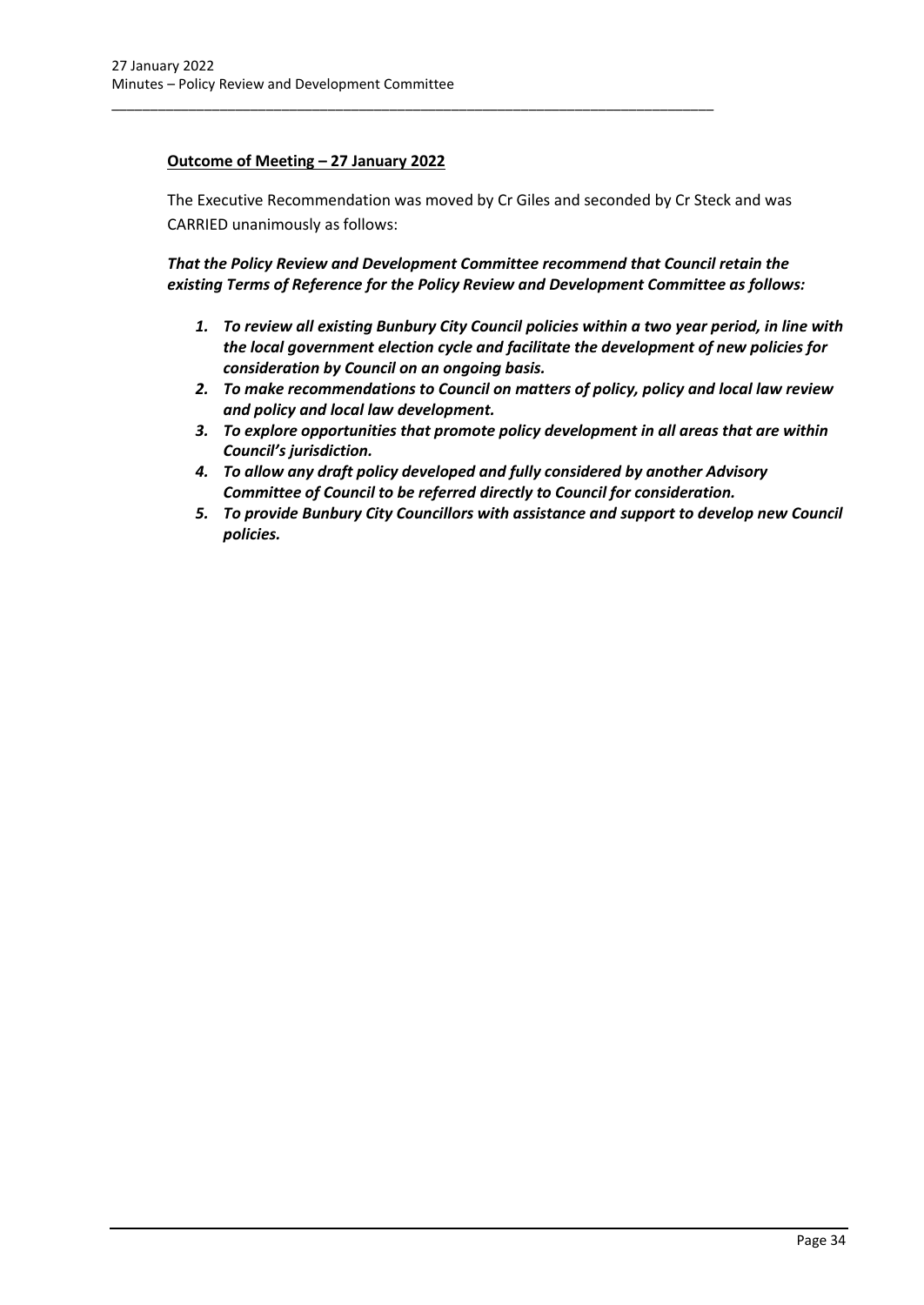**Outcome of Meeting – 27 January 2022**

The Executive Recommendation was moved by Cr Giles and seconded by Cr Steck and was CARRIED unanimously as follows:

***That the Policy Review and Development Committee recommend that Council retain the existing Terms of Reference for the Policy Review and Development Committee as follows:***

1. ***To review all existing Bunbury City Council policies within a two year period, in line with the local government election cycle and facilitate the development of new policies for consideration by Council on an ongoing basis.***
2. ***To make recommendations to Council on matters of policy, policy and local law review and policy and local law development.***
3. ***To explore opportunities that promote policy development in all areas that are within Council's jurisdiction.***
4. ***To allow any draft policy developed and fully considered by another Advisory Committee of Council to be referred directly to Council for consideration.***
5. ***To provide Bunbury City Councillors with assistance and support to develop new Council policies.***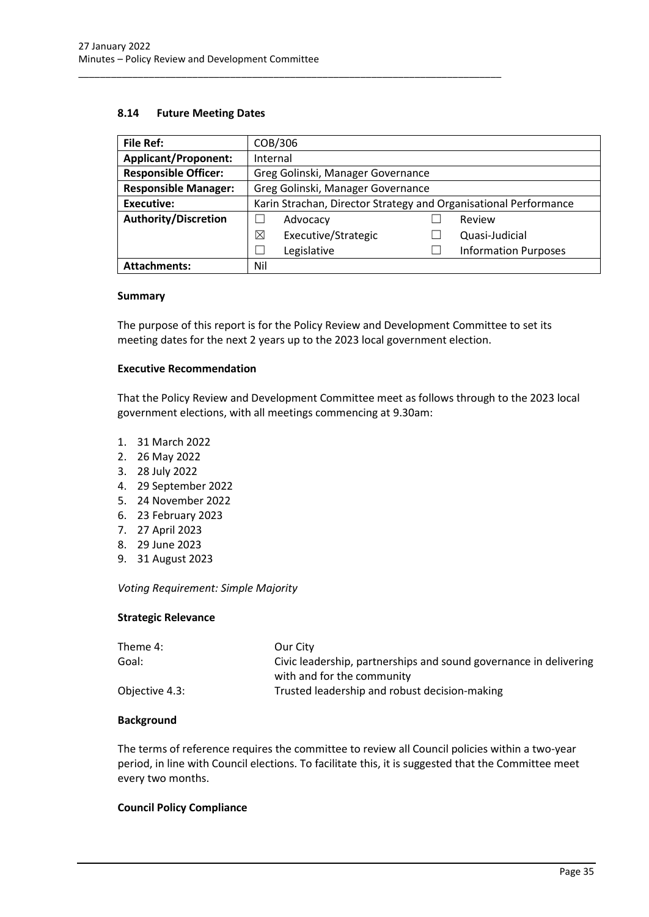### 8.14 Future Meeting Dates

| File Ref: | COB/306 | | | |
|---|---|---|---|---|
| **Applicant/Proponent:** | Internal | | | |
| **Responsible Officer:** | Greg Golinski, Manager Governance | | | |
| **Responsible Manager:** | Greg Golinski, Manager Governance | | | |
| **Executive:** | Karin Strachan, Director Strategy and Organisational Performance | | | |
| **Authority/Discretion** | ☐ | Advocacy | ☐ | Review |
| | ☒ | Executive/Strategic | ☐ | Quasi-Judicial |
| | ☐ | Legislative | ☐ | Information Purposes |
| **Attachments:** | Nil | | | |

**Summary**

The purpose of this report is for the Policy Review and Development Committee to set its meeting dates for the next 2 years up to the 2023 local government election.

**Executive Recommendation**

That the Policy Review and Development Committee meet as follows through to the 2023 local government elections, with all meetings commencing at 9.30am:

1. 31 March 2022
2. 26 May 2022
3. 28 July 2022
4. 29 September 2022
5. 24 November 2022
6. 23 February 2023
7. 27 April 2023
8. 29 June 2023
9. 31 August 2023

*Voting Requirement: Simple Majority*

**Strategic Relevance**

| | |
|---|---|
| Theme 4: | Our City |
| Goal: | Civic leadership, partnerships and sound governance in delivering with and for the community |
| Objective 4.3: | Trusted leadership and robust decision-making |

**Background**

The terms of reference requires the committee to review all Council policies within a two-year period, in line with Council elections. To facilitate this, it is suggested that the Committee meet every two months.

**Council Policy Compliance**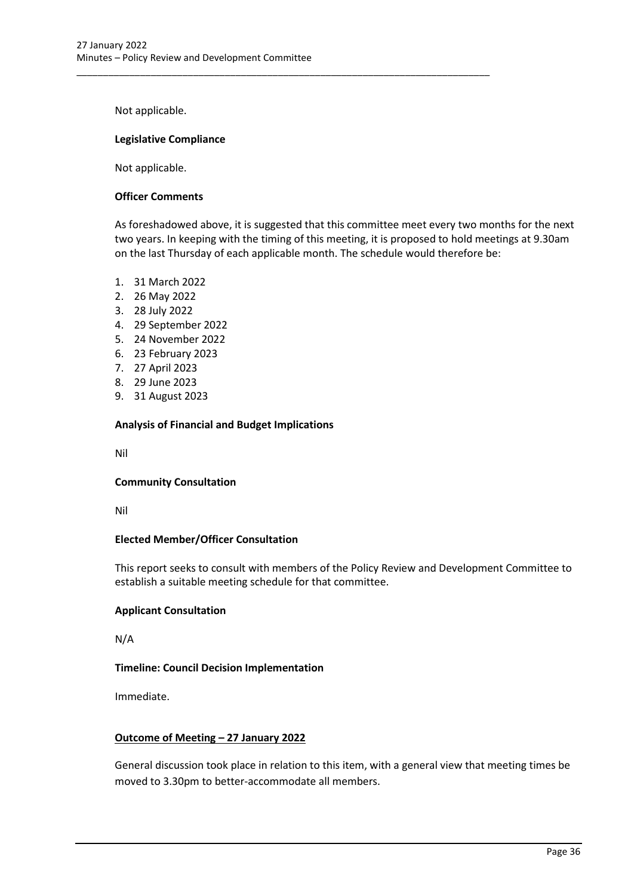Not applicable.

**Legislative Compliance**

Not applicable.

**Officer Comments**

As foreshadowed above, it is suggested that this committee meet every two months for the next two years. In keeping with the timing of this meeting, it is proposed to hold meetings at 9.30am on the last Thursday of each applicable month. The schedule would therefore be:

1. 31 March 2022
2. 26 May 2022
3. 28 July 2022
4. 29 September 2022
5. 24 November 2022
6. 23 February 2023
7. 27 April 2023
8. 29 June 2023
9. 31 August 2023

**Analysis of Financial and Budget Implications**

Nil

**Community Consultation**

Nil

**Elected Member/Officer Consultation**

This report seeks to consult with members of the Policy Review and Development Committee to establish a suitable meeting schedule for that committee.

**Applicant Consultation**

N/A

**Timeline: Council Decision Implementation**

Immediate.

**Outcome of Meeting – 27 January 2022**

General discussion took place in relation to this item, with a general view that meeting times be moved to 3.30pm to better-accommodate all members.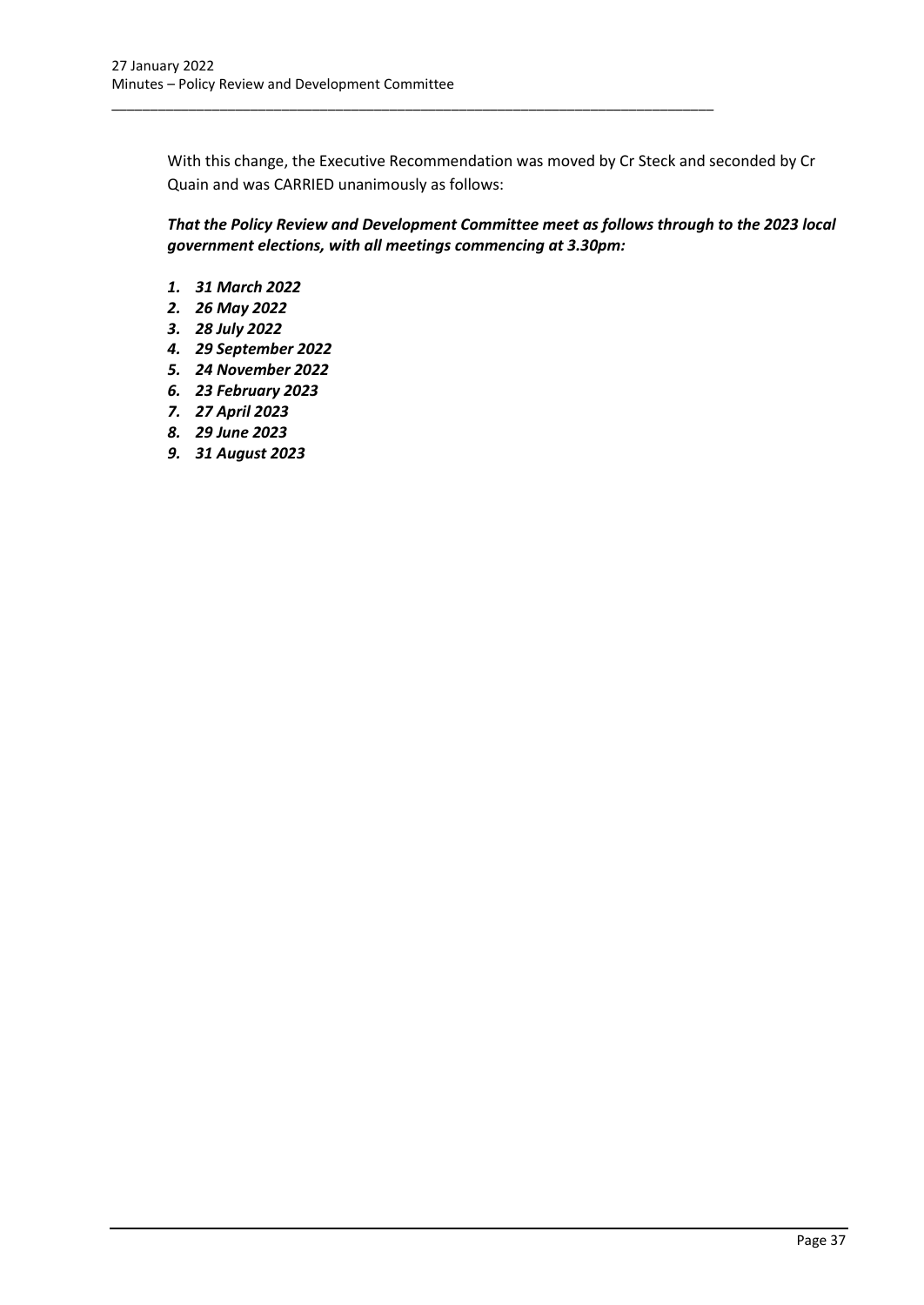With this change, the Executive Recommendation was moved by Cr Steck and seconded by Cr Quain and was CARRIED unanimously as follows:

***That the Policy Review and Development Committee meet as follows through to the 2023 local government elections, with all meetings commencing at 3.30pm:***

1. ***31 March 2022***
2. ***26 May 2022***
3. ***28 July 2022***
4. ***29 September 2022***
5. ***24 November 2022***
6. ***23 February 2023***
7. ***27 April 2023***
8. ***29 June 2023***
9. ***31 August 2023***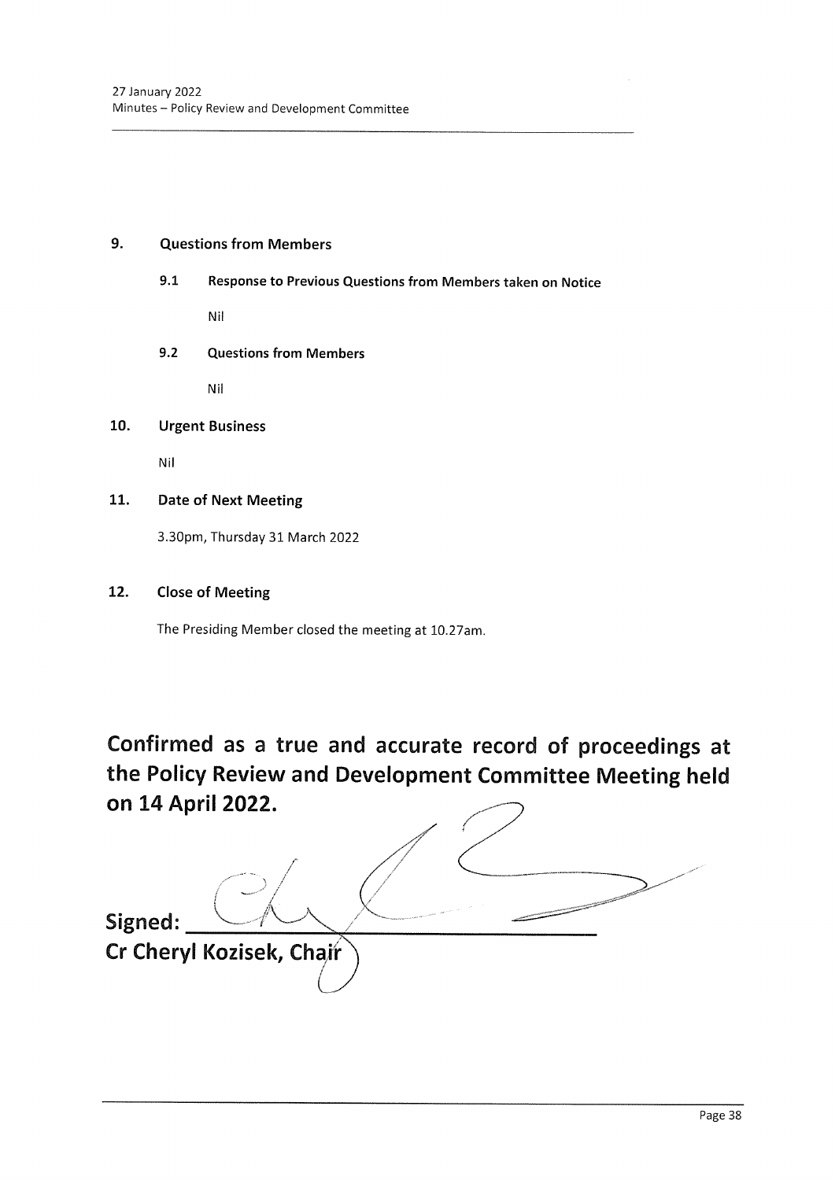## 9. Questions from Members

### 9.1 Response to Previous Questions from Members taken on Notice

Nil

### 9.2 Questions from Members

Nil

## 10. Urgent Business

Nil

## 11. Date of Next Meeting

3.30pm, Thursday 31 March 2022

## 12. Close of Meeting

The Presiding Member closed the meeting at 10.27am.

**Confirmed as a true and accurate record of proceedings at the Policy Review and Development Committee Meeting held on 14 April 2022.**

**Signed:** ______________________

**Cr Cheryl Kozisek, Chair**